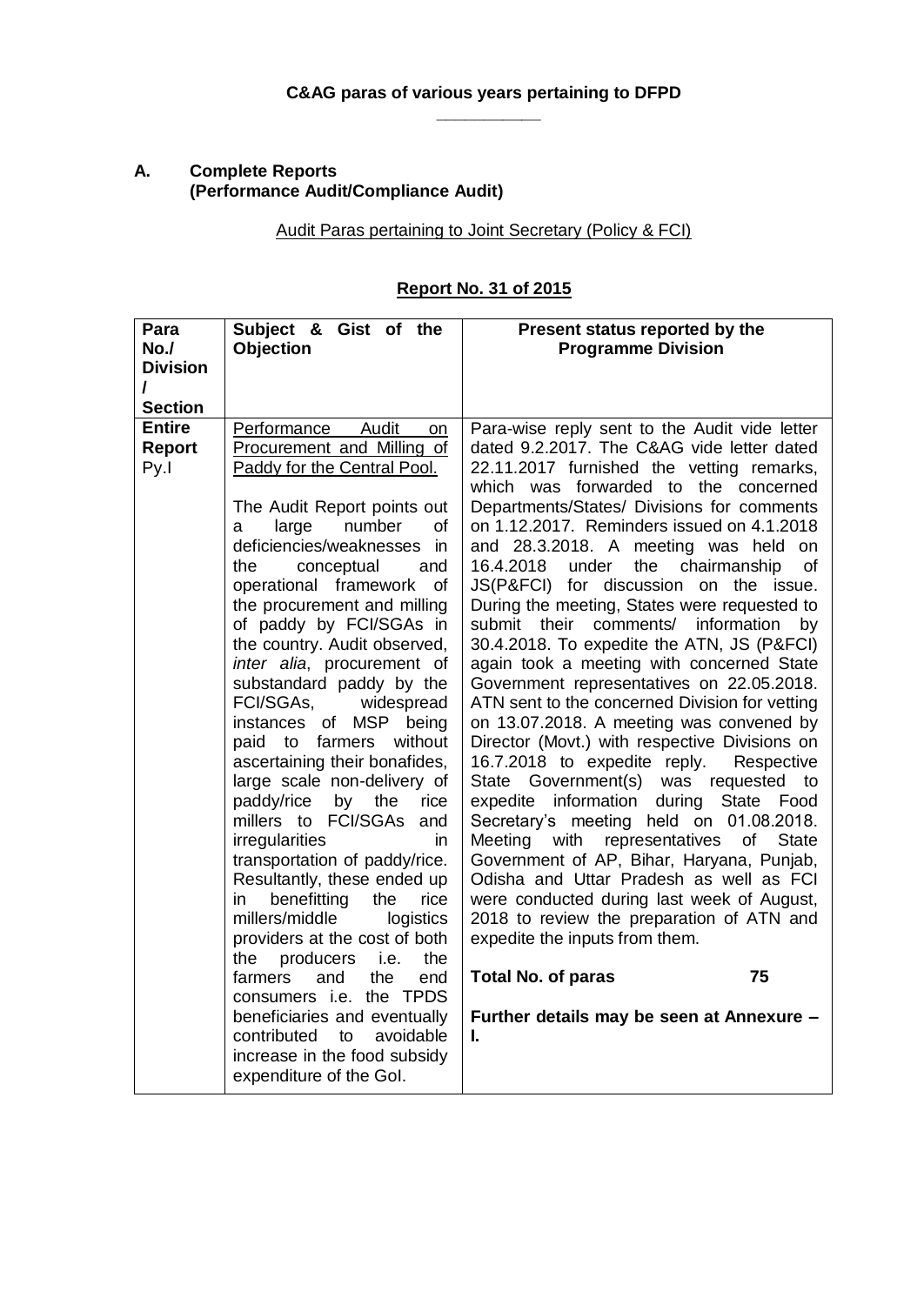## C&AG paras of various years pertaining to DFPD

### A. Complete Reports (Performance Audit/Compliance Audit)

Audit Paras pertaining to Joint Secretary (Policy & FCI)

**Report No. 31 of 2015**

| Para No./ Division / Section | Subject & Gist of the Objection | Present status reported by the Programme Division |
|---|---|---|
| **Entire Report** Py.I | Performance Audit on Procurement and Milling of Paddy for the Central Pool.<br><br>The Audit Report points out a large number of deficiencies/weaknesses in the conceptual and operational framework of the procurement and milling of paddy by FCI/SGAs in the country. Audit observed, *inter alia*, procurement of substandard paddy by the FCI/SGAs, widespread instances of MSP being paid to farmers without ascertaining their bonafides, large scale non-delivery of paddy/rice by the rice millers to FCI/SGAs and irregularities in transportation of paddy/rice. Resultantly, these ended up in benefitting the rice millers/middle logistics providers at the cost of both the producers i.e. the farmers and the end consumers i.e. the TPDS beneficiaries and eventually contributed to avoidable increase in the food subsidy expenditure of the GoI. | Para-wise reply sent to the Audit vide letter dated 9.2.2017. The C&AG vide letter dated 22.11.2017 furnished the vetting remarks, which was forwarded to the concerned Departments/States/ Divisions for comments on 1.12.2017. Reminders issued on 4.1.2018 and 28.3.2018. A meeting was held on 16.4.2018 under the chairmanship of JS(P&FCI) for discussion on the issue. During the meeting, States were requested to submit their comments/ information by 30.4.2018. To expedite the ATN, JS (P&FCI) again took a meeting with concerned State Government representatives on 22.05.2018. ATN sent to the concerned Division for vetting on 13.07.2018. A meeting was convened by Director (Movt.) with respective Divisions on 16.7.2018 to expedite reply. Respective State Government(s) was requested to expedite information during State Food Secretary's meeting held on 01.08.2018. Meeting with representatives of State Government of AP, Bihar, Haryana, Punjab, Odisha and Uttar Pradesh as well as FCI were conducted during last week of August, 2018 to review the preparation of ATN and expedite the inputs from them.<br><br>**Total No. of paras 75**<br><br>**Further details may be seen at Annexure – I.** |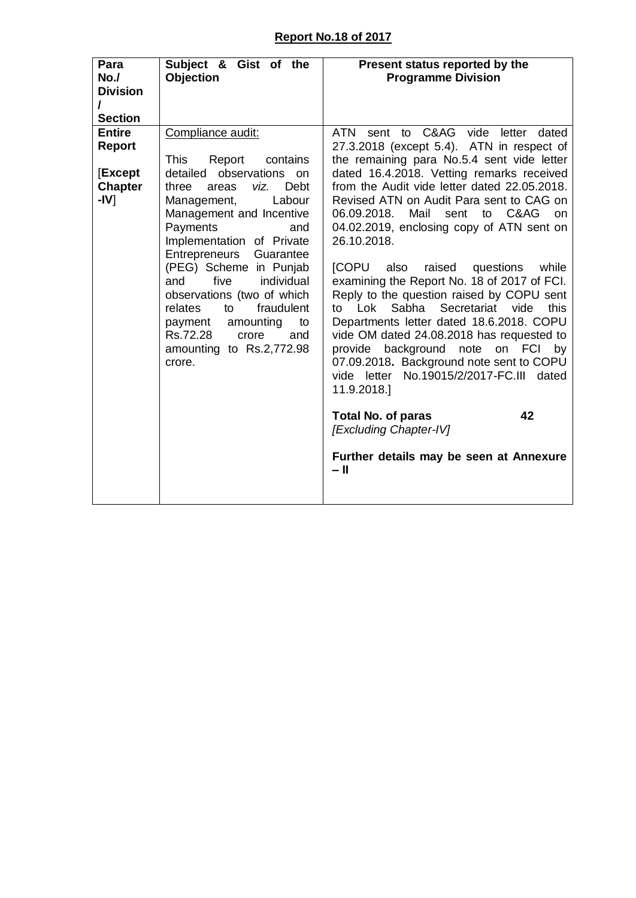**Report No.18 of 2017**

| Para No./ Division / Section | Subject & Gist of the Objection | Present status reported by the Programme Division |
|---|---|---|
| **Entire Report** <br><br> [**Except Chapter -IV**] | Compliance audit: <br><br> This Report contains detailed observations on three areas *viz.* Debt Management, Labour Management and Incentive Payments and Implementation of Private Entrepreneurs Guarantee (PEG) Scheme in Punjab and five individual observations (two of which relates to fraudulent payment amounting to Rs.72.28 crore and amounting to Rs.2,772.98 crore. | ATN sent to C&AG vide letter dated 27.3.2018 (except 5.4). ATN in respect of the remaining para No.5.4 sent vide letter dated 16.4.2018. Vetting remarks received from the Audit vide letter dated 22.05.2018. Revised ATN on Audit Para sent to CAG on 06.09.2018. Mail sent to C&AG on 04.02.2019, enclosing copy of ATN sent on 26.10.2018. <br><br> [COPU also raised questions while examining the Report No. 18 of 2017 of FCI. Reply to the question raised by COPU sent to Lok Sabha Secretariat vide this Departments letter dated 18.6.2018. COPU vide OM dated 24.08.2018 has requested to provide background note on FCI by 07.09.2018**.** Background note sent to COPU vide letter No.19015/2/2017-FC.III dated 11.9.2018.] <br><br> **Total No. of paras 42** <br> *[Excluding Chapter-IV]* <br><br> **Further details may be seen at Annexure – II** |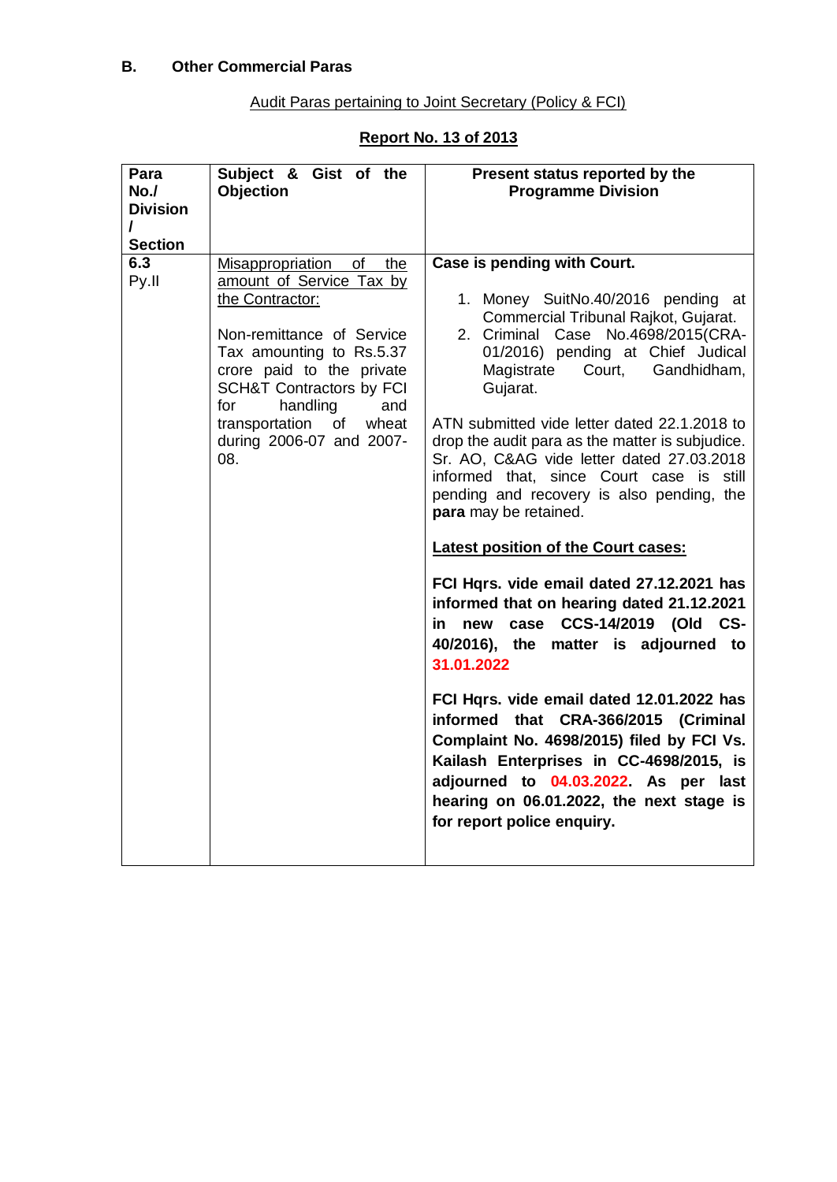## B. Other Commercial Paras

Audit Paras pertaining to Joint Secretary (Policy & FCI)

**Report No. 13 of 2013**

| Para No./ Division / Section | Subject & Gist of the Objection | Present status reported by the Programme Division |
|---|---|---|
| **6.3** Py.II | Misappropriation of the amount of Service Tax by the Contractor:<br><br>Non-remittance of Service Tax amounting to Rs.5.37 crore paid to the private SCH&T Contractors by FCI for handling and transportation of wheat during 2006-07 and 2007-08. | **Case is pending with Court.**<br><br>1. Money SuitNo.40/2016 pending at Commercial Tribunal Rajkot, Gujarat.<br>2. Criminal Case No.4698/2015(CRA-01/2016) pending at Chief Judical Magistrate Court, Gandhidham, Gujarat.<br><br>ATN submitted vide letter dated 22.1.2018 to drop the audit para as the matter is subjudice. Sr. AO, C&AG vide letter dated 27.03.2018 informed that, since Court case is still pending and recovery is also pending, the **para** may be retained.<br><br>**Latest position of the Court cases:**<br><br>**FCI Hqrs. vide email dated 27.12.2021 has informed that on hearing dated 21.12.2021 in new case CCS-14/2019 (Old CS-40/2016), the matter is adjourned to 31.01.2022**<br><br>**FCI Hqrs. vide email dated 12.01.2022 has informed that CRA-366/2015 (Criminal Complaint No. 4698/2015) filed by FCI Vs. Kailash Enterprises in CC-4698/2015, is adjourned to 04.03.2022. As per last hearing on 06.01.2022, the next stage is for report police enquiry.** |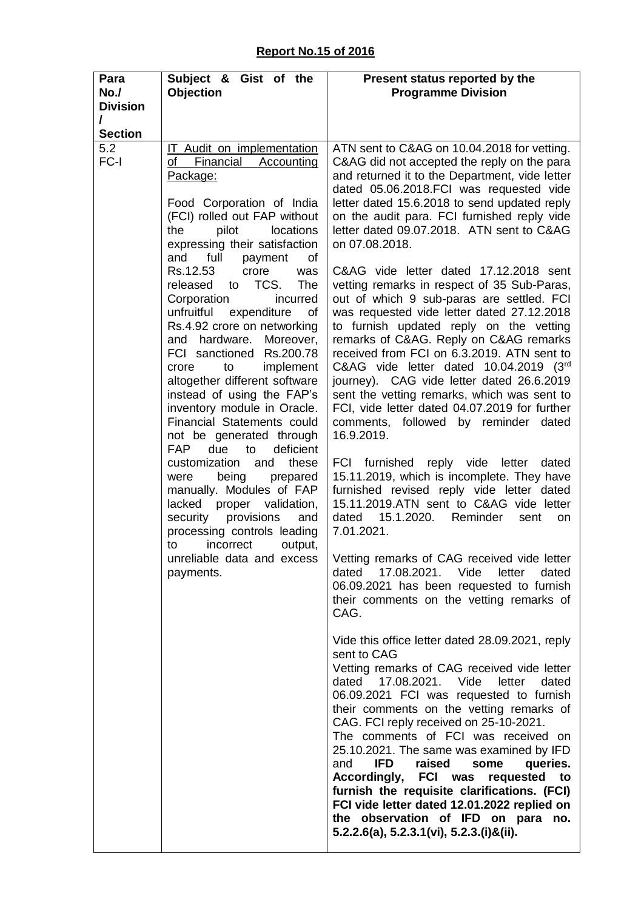**Report No.15 of 2016**

| Para No./ Division / Section | Subject & Gist of the Objection | Present status reported by the Programme Division |
|---|---|---|
| 5.2 FC-I | <u>IT Audit on implementation of Financial Accounting Package:</u><br><br>Food Corporation of India (FCI) rolled out FAP without the pilot locations expressing their satisfaction and full payment of Rs.12.53 crore was released to TCS. The Corporation incurred unfruitful expenditure of Rs.4.92 crore on networking and hardware. Moreover, FCI sanctioned Rs.200.78 crore to implement altogether different software instead of using the FAP's inventory module in Oracle. Financial Statements could not be generated through FAP due to deficient customization and these were being prepared manually. Modules of FAP lacked proper validation, security provisions and processing controls leading to incorrect output, unreliable data and excess payments. | ATN sent to C&AG on 10.04.2018 for vetting. C&AG did not accepted the reply on the para and returned it to the Department, vide letter dated 05.06.2018.FCI was requested vide letter dated 15.6.2018 to send updated reply on the audit para. FCI furnished reply vide letter dated 09.07.2018. ATN sent to C&AG on 07.08.2018.<br><br>C&AG vide letter dated 17.12.2018 sent vetting remarks in respect of 35 Sub-Paras, out of which 9 sub-paras are settled. FCI was requested vide letter dated 27.12.2018 to furnish updated reply on the vetting remarks of C&AG. Reply on C&AG remarks received from FCI on 6.3.2019. ATN sent to C&AG vide letter dated 10.04.2019 (3rd journey). CAG vide letter dated 26.6.2019 sent the vetting remarks, which was sent to FCI, vide letter dated 04.07.2019 for further comments, followed by reminder dated 16.9.2019.<br><br>FCI furnished reply vide letter dated 15.11.2019, which is incomplete. They have furnished revised reply vide letter dated 15.11.2019.ATN sent to C&AG vide letter dated 15.1.2020. Reminder sent on 7.01.2021.<br><br>Vetting remarks of CAG received vide letter dated 17.08.2021. Vide letter dated 06.09.2021 has been requested to furnish their comments on the vetting remarks of CAG.<br><br>Vide this office letter dated 28.09.2021, reply sent to CAG<br>Vetting remarks of CAG received vide letter dated 17.08.2021. Vide letter dated 06.09.2021 FCI was requested to furnish their comments on the vetting remarks of CAG. FCI reply received on 25-10-2021.<br>The comments of FCI was received on 25.10.2021. The same was examined by IFD and **IFD raised some queries. Accordingly, FCI was requested to furnish the requisite clarifications. (FCI) FCI vide letter dated 12.01.2022 replied on the observation of IFD on para no. 5.2.2.6(a), 5.2.3.1(vi), 5.2.3.(i)&(ii).** |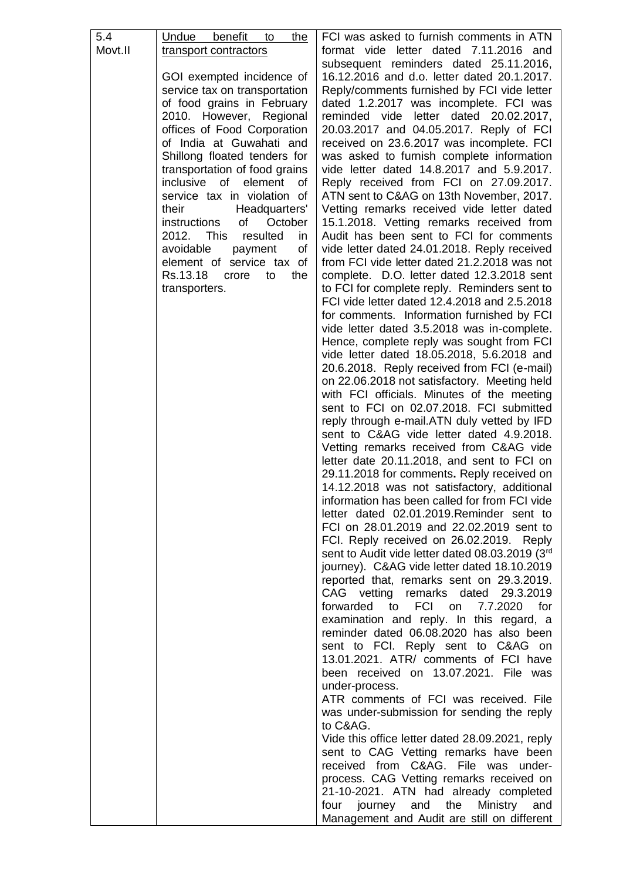| | | |
|---|---|---|
| 5.4 Movt.II | Undue benefit to the transport contractors<br><br>GOI exempted incidence of service tax on transportation of food grains in February 2010. However, Regional offices of Food Corporation of India at Guwahati and Shillong floated tenders for transportation of food grains inclusive of element of service tax in violation of their Headquarters' instructions of October 2012. This resulted in avoidable payment of element of service tax of Rs.13.18 crore to the transporters. | FCI was asked to furnish comments in ATN format vide letter dated 7.11.2016 and subsequent reminders dated 25.11.2016, 16.12.2016 and d.o. letter dated 20.1.2017. Reply/comments furnished by FCI vide letter dated 1.2.2017 was incomplete. FCI was reminded vide letter dated 20.02.2017, 20.03.2017 and 04.05.2017. Reply of FCI received on 23.6.2017 was incomplete. FCI was asked to furnish complete information vide letter dated 14.8.2017 and 5.9.2017. Reply received from FCI on 27.09.2017. ATN sent to C&AG on 13th November, 2017. Vetting remarks received vide letter dated 15.1.2018. Vetting remarks received from Audit has been sent to FCI for comments vide letter dated 24.01.2018. Reply received from FCI vide letter dated 21.2.2018 was not complete. D.O. letter dated 12.3.2018 sent to FCI for complete reply. Reminders sent to FCI vide letter dated 12.4.2018 and 2.5.2018 for comments. Information furnished by FCI vide letter dated 3.5.2018 was in-complete. Hence, complete reply was sought from FCI vide letter dated 18.05.2018, 5.6.2018 and 20.6.2018. Reply received from FCI (e-mail) on 22.06.2018 not satisfactory. Meeting held with FCI officials. Minutes of the meeting sent to FCI on 02.07.2018. FCI submitted reply through e-mail.ATN duly vetted by IFD sent to C&AG vide letter dated 4.9.2018. Vetting remarks received from C&AG vide letter date 20.11.2018, and sent to FCI on 29.11.2018 for comments. Reply received on 14.12.2018 was not satisfactory, additional information has been called for from FCI vide letter dated 02.01.2019.Reminder sent to FCI on 28.01.2019 and 22.02.2019 sent to FCI. Reply received on 26.02.2019. Reply sent to Audit vide letter dated 08.03.2019 (3rd journey). C&AG vide letter dated 18.10.2019 reported that, remarks sent on 29.3.2019. CAG vetting remarks dated 29.3.2019 forwarded to FCI on 7.7.2020 for examination and reply. In this regard, a reminder dated 06.08.2020 has also been sent to FCI. Reply sent to C&AG on 13.01.2021. ATR/ comments of FCI have been received on 13.07.2021. File was under-process.<br>ATR comments of FCI was received. File was under-submission for sending the reply to C&AG.<br>Vide this office letter dated 28.09.2021, reply sent to CAG Vetting remarks have been received from C&AG. File was under-process. CAG Vetting remarks received on 21-10-2021. ATN had already completed four journey and the Ministry and Management and Audit are still on different |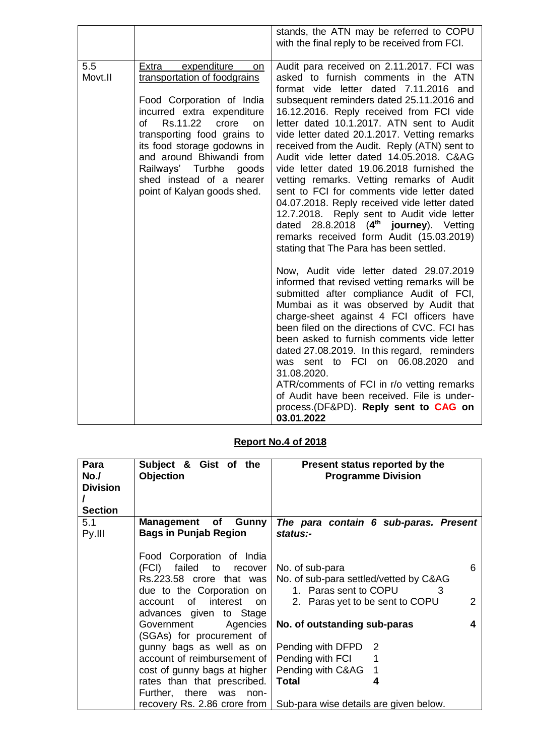| | | |
|---|---|---|
| | | stands, the ATN may be referred to COPU with the final reply to be received from FCI. |
| 5.5 Movt.II | Extra expenditure on transportation of foodgrains<br><br>Food Corporation of India incurred extra expenditure of Rs.11.22 crore on transporting food grains to its food storage godowns in and around Bhiwandi from Railways' Turbhe goods shed instead of a nearer point of Kalyan goods shed. | Audit para received on 2.11.2017. FCI was asked to furnish comments in the ATN format vide letter dated 7.11.2016 and subsequent reminders dated 25.11.2016 and 16.12.2016. Reply received from FCI vide letter dated 10.1.2017. ATN sent to Audit vide letter dated 20.1.2017. Vetting remarks received from the Audit. Reply (ATN) sent to Audit vide letter dated 14.05.2018. C&AG vide letter dated 19.06.2018 furnished the vetting remarks. Vetting remarks of Audit sent to FCI for comments vide letter dated 04.07.2018. Reply received vide letter dated 12.7.2018. Reply sent to Audit vide letter dated 28.8.2018 (**4th journey**). Vetting remarks received form Audit (15.03.2019) stating that The Para has been settled.<br><br>Now, Audit vide letter dated 29.07.2019 informed that revised vetting remarks will be submitted after compliance Audit of FCI, Mumbai as it was observed by Audit that charge-sheet against 4 FCI officers have been filed on the directions of CVC. FCI has been asked to furnish comments vide letter dated 27.08.2019. In this regard, reminders was sent to FCI on 06.08.2020 and 31.08.2020.<br>ATR/comments of FCI in r/o vetting remarks of Audit have been received. File is under-process.(DF&PD). **Reply sent to CAG on 03.01.2022** |

## Report No.4 of 2018

| Para No./ Division / Section | Subject & Gist of the Objection | Present status reported by the Programme Division |
|---|---|---|
| 5.1 Py.III | **Management of Gunny Bags in Punjab Region**<br><br>Food Corporation of India (FCI) failed to recover Rs.223.58 crore that was due to the Corporation on account of interest on advances given to Stage Government Agencies (SGAs) for procurement of gunny bags as well as on account of reimbursement of cost of gunny bags at higher rates than that prescribed. Further, there was non-recovery Rs. 2.86 crore from | ***The para contain 6 sub-paras. Present status:-***<br><br>No. of sub-para 6<br>No. of sub-para settled/vetted by C&AG<br>1. Paras sent to COPU 3<br>2. Paras yet to be sent to COPU 2<br><br>**No. of outstanding sub-paras 4**<br><br>Pending with DFPD 2<br>Pending with FCI 1<br>Pending with C&AG 1<br>**Total 4**<br><br>Sub-para wise details are given below. |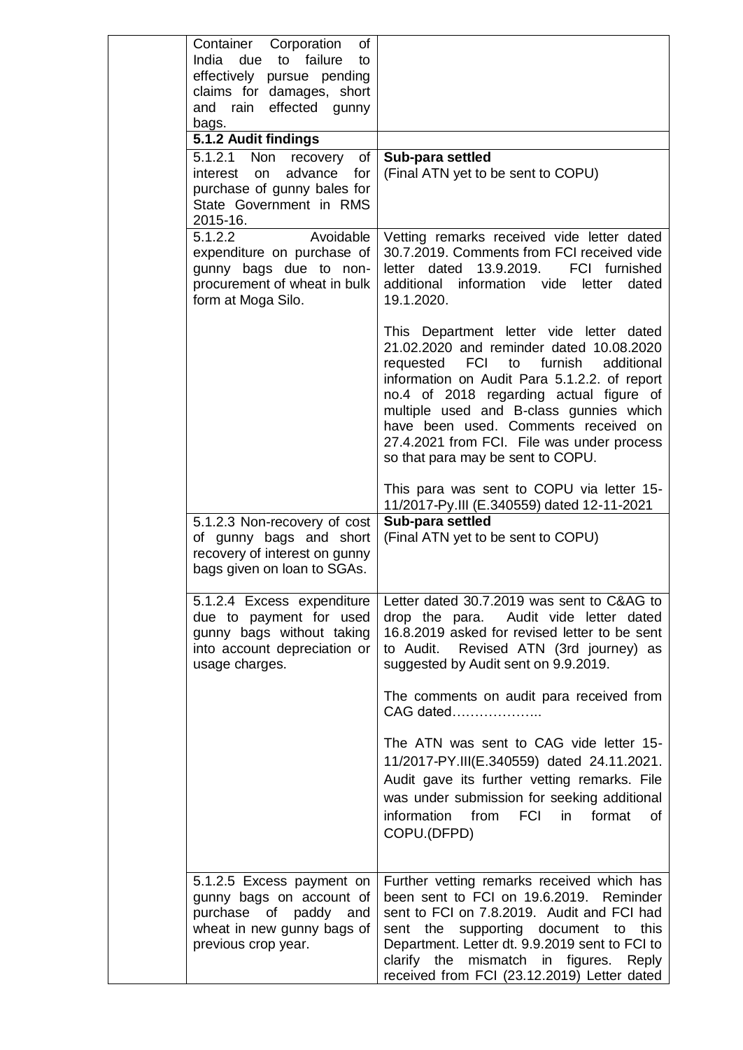| | | |
|---|---|---|
| | Container Corporation of India due to failure to effectively pursue pending claims for damages, short and rain effected gunny bags. | |
| | **5.1.2 Audit findings** | |
| | 5.1.2.1 Non recovery of interest on advance for purchase of gunny bales for State Government in RMS 2015-16. | **Sub-para settled**<br>(Final ATN yet to be sent to COPU) |
| | 5.1.2.2 Avoidable expenditure on purchase of gunny bags due to non-procurement of wheat in bulk form at Moga Silo. | Vetting remarks received vide letter dated 30.7.2019. Comments from FCI received vide letter dated 13.9.2019. FCI furnished additional information vide letter dated 19.1.2020.<br><br>This Department letter vide letter dated 21.02.2020 and reminder dated 10.08.2020 requested FCI to furnish additional information on Audit Para 5.1.2.2. of report no.4 of 2018 regarding actual figure of multiple used and B-class gunnies which have been used. Comments received on 27.4.2021 from FCI. File was under process so that para may be sent to COPU.<br><br>This para was sent to COPU via letter 15-11/2017-Py.III (E.340559) dated 12-11-2021 |
| | 5.1.2.3 Non-recovery of cost of gunny bags and short recovery of interest on gunny bags given on loan to SGAs. | **Sub-para settled**<br>(Final ATN yet to be sent to COPU) |
| | 5.1.2.4 Excess expenditure due to payment for used gunny bags without taking into account depreciation or usage charges. | Letter dated 30.7.2019 was sent to C&AG to drop the para. Audit vide letter dated 16.8.2019 asked for revised letter to be sent to Audit. Revised ATN (3rd journey) as suggested by Audit sent on 9.9.2019.<br><br>The comments on audit para received from CAG dated………………..<br><br>The ATN was sent to CAG vide letter 15-11/2017-PY.III(E.340559) dated 24.11.2021. Audit gave its further vetting remarks. File was under submission for seeking additional information from FCI in format of COPU.(DFPD) |
| | 5.1.2.5 Excess payment on gunny bags on account of purchase of paddy and wheat in new gunny bags of previous crop year. | Further vetting remarks received which has been sent to FCI on 19.6.2019. Reminder sent to FCI on 7.8.2019. Audit and FCI had sent the supporting document to this Department. Letter dt. 9.9.2019 sent to FCI to clarify the mismatch in figures. Reply received from FCI (23.12.2019) Letter dated |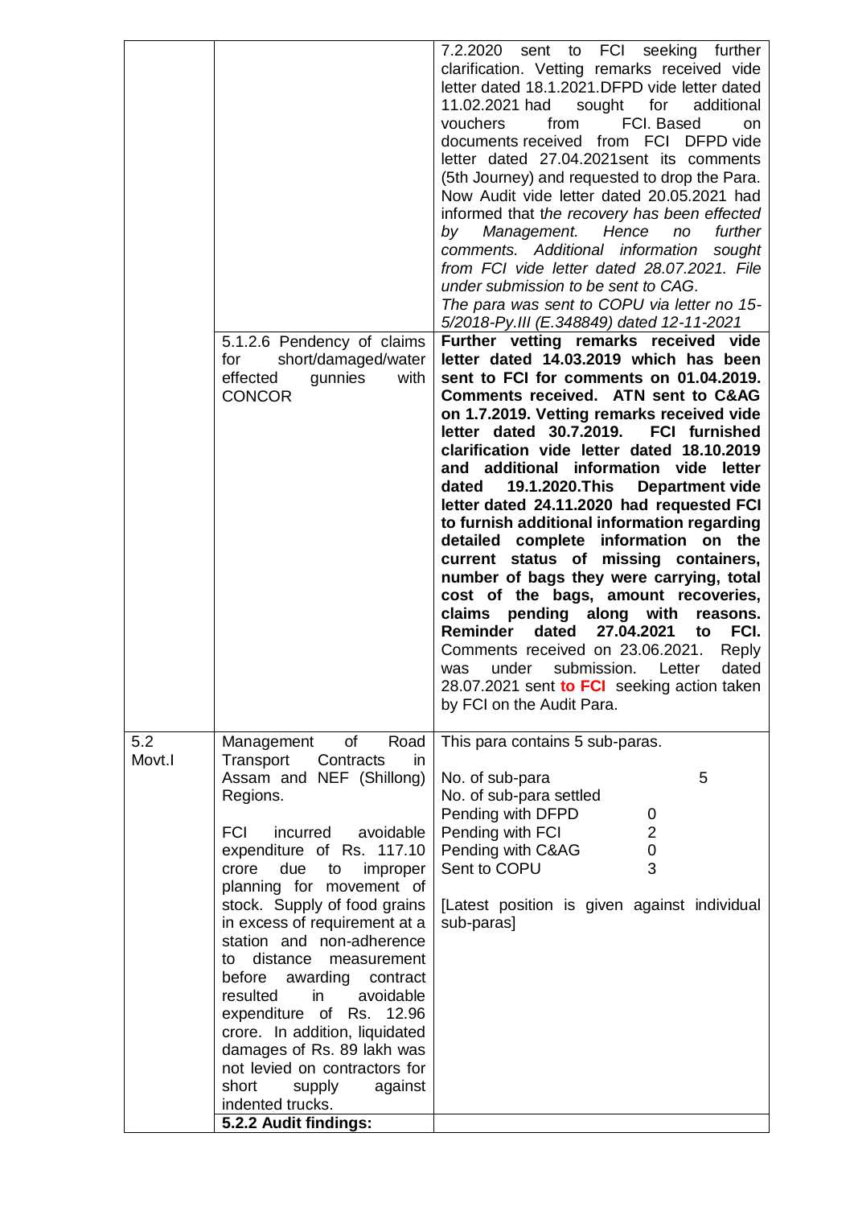| | | |
|---|---|---|
| | | 7.2.2020 sent to FCI seeking further clarification. Vetting remarks received vide letter dated 18.1.2021.DFPD vide letter dated 11.02.2021 had sought for additional vouchers from FCI. Based on documents received from FCI DFPD vide letter dated 27.04.2021sent its comments (5th Journey) and requested to drop the Para. Now Audit vide letter dated 20.05.2021 had informed that t*he recovery has been effected by Management. Hence no further comments. Additional information sought from FCI vide letter dated 28.07.2021. File under submission to be sent to CAG.*<br>*The para was sent to COPU via letter no 15-5/2018-Py.III (E.348849) dated 12-11-2021* |
| | 5.1.2.6 Pendency of claims for short/damaged/water effected gunnies with CONCOR | **Further vetting remarks received vide letter dated 14.03.2019 which has been sent to FCI for comments on 01.04.2019. Comments received. ATN sent to C&AG on 1.7.2019. Vetting remarks received vide letter dated 30.7.2019. FCI furnished clarification vide letter dated 18.10.2019 and additional information vide letter dated 19.1.2020.This Department vide letter dated 24.11.2020 had requested FCI to furnish additional information regarding detailed complete information on the current status of missing containers, number of bags they were carrying, total cost of the bags, amount recoveries, claims pending along with reasons. Reminder dated 27.04.2021 to FCI.** Comments received on 23.06.2021. Reply was under submission. Letter dated 28.07.2021 sent **to FCI** seeking action taken by FCI on the Audit Para. |
| 5.2 Movt.I | Management of Road Transport Contracts in Assam and NEF (Shillong) Regions.<br><br>FCI incurred avoidable expenditure of Rs. 117.10 crore due to improper planning for movement of stock. Supply of food grains in excess of requirement at a station and non-adherence to distance measurement before awarding contract resulted in avoidable expenditure of Rs. 12.96 crore. In addition, liquidated damages of Rs. 89 lakh was not levied on contractors for short supply against indented trucks. | This para contains 5 sub-paras.<br><br>No. of sub-para 5<br>No. of sub-para settled<br>Pending with DFPD 0<br>Pending with FCI 2<br>Pending with C&AG 0<br>Sent to COPU 3<br><br>[Latest position is given against individual sub-paras] |
| | **5.2.2 Audit findings:** | |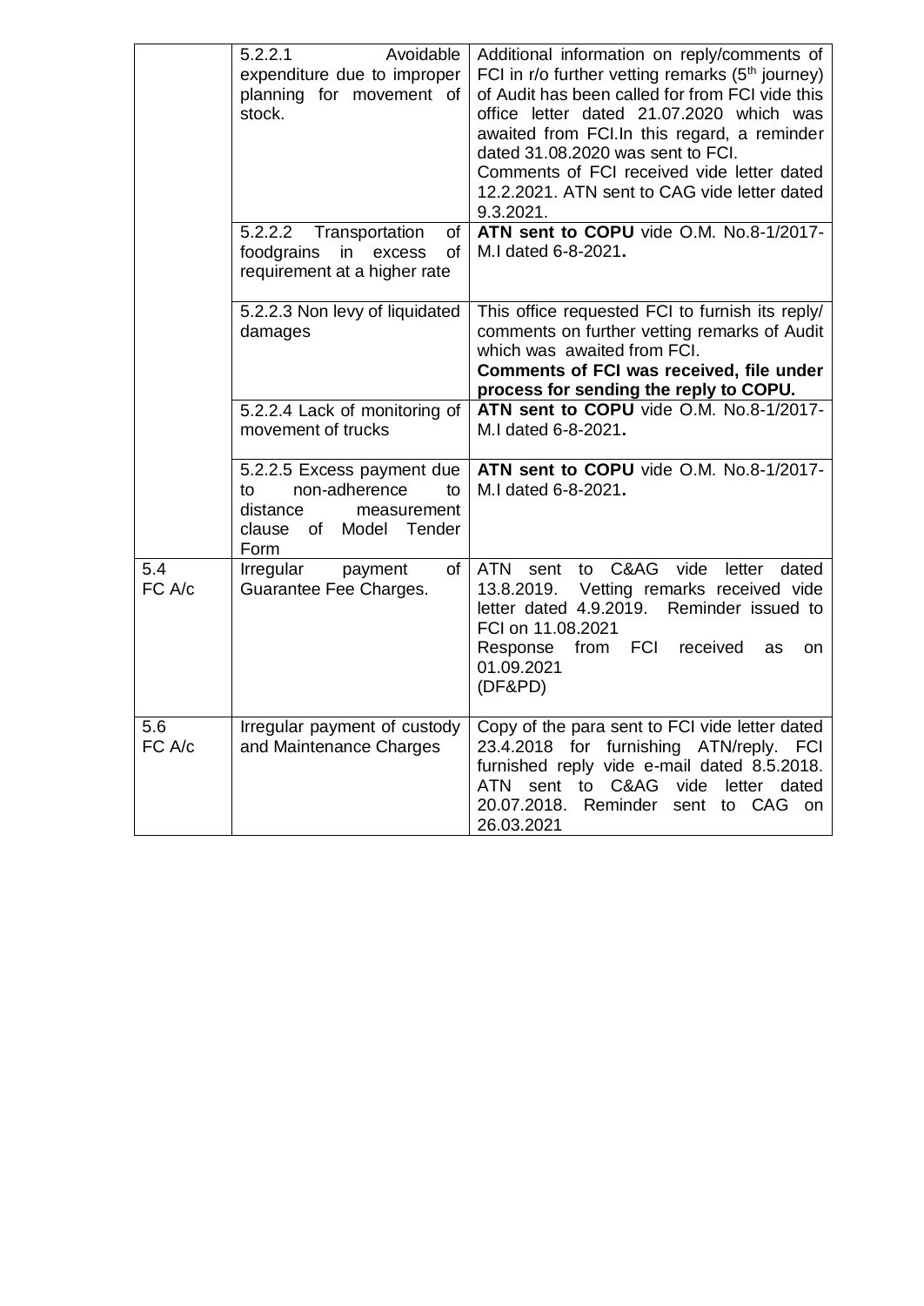| | | |
|---|---|---|
| | 5.2.2.1 Avoidable expenditure due to improper planning for movement of stock. | Additional information on reply/comments of FCI in r/o further vetting remarks (5th journey) of Audit has been called for from FCI vide this office letter dated 21.07.2020 which was awaited from FCI.In this regard, a reminder dated 31.08.2020 was sent to FCI.<br>Comments of FCI received vide letter dated 12.2.2021. ATN sent to CAG vide letter dated 9.3.2021. |
| | 5.2.2.2 Transportation of foodgrains in excess of requirement at a higher rate | **ATN sent to COPU** vide O.M. No.8-1/2017-M.I dated 6-8-2021**.** |
| | 5.2.2.3 Non levy of liquidated damages | This office requested FCI to furnish its reply/ comments on further vetting remarks of Audit which was awaited from FCI.<br>**Comments of FCI was received, file under process for sending the reply to COPU.** |
| | 5.2.2.4 Lack of monitoring of movement of trucks | **ATN sent to COPU** vide O.M. No.8-1/2017-M.I dated 6-8-2021**.** |
| | 5.2.2.5 Excess payment due to non-adherence to distance measurement clause of Model Tender Form | **ATN sent to COPU** vide O.M. No.8-1/2017-M.I dated 6-8-2021**.** |
| 5.4 FC A/c | Irregular payment of Guarantee Fee Charges. | ATN sent to C&AG vide letter dated 13.8.2019. Vetting remarks received vide letter dated 4.9.2019. Reminder issued to FCI on 11.08.2021<br>Response from FCI received as on 01.09.2021<br>(DF&PD) |
| 5.6 FC A/c | Irregular payment of custody and Maintenance Charges | Copy of the para sent to FCI vide letter dated 23.4.2018 for furnishing ATN/reply. FCI furnished reply vide e-mail dated 8.5.2018. ATN sent to C&AG vide letter dated 20.07.2018. Reminder sent to CAG on 26.03.2021 |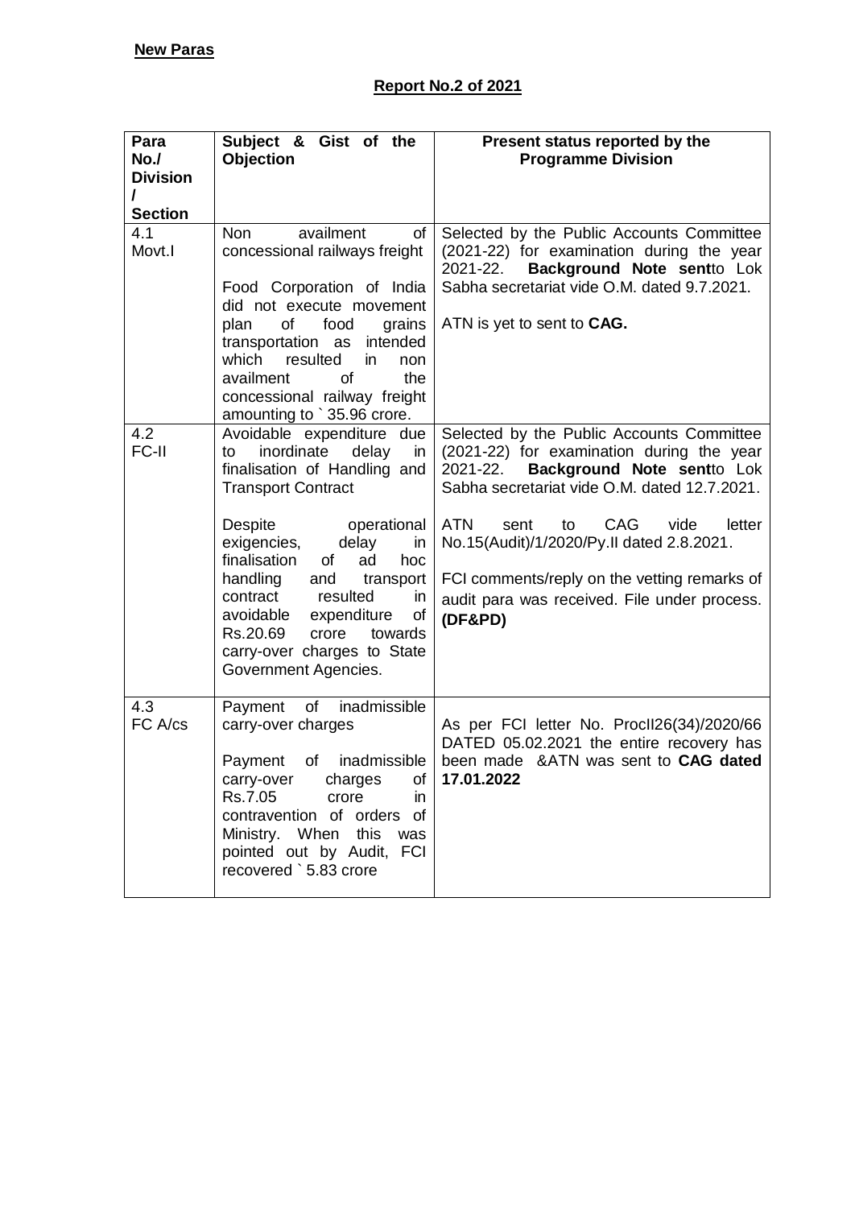**New Paras**

**Report No.2 of 2021**

| **Para No./ Division / Section** | **Subject & Gist of the Objection** | **Present status reported by the Programme Division** |
|---|---|---|
| 4.1<br>Movt.I | Non availment of concessional railways freight<br><br>Food Corporation of India did not execute movement plan of food grains transportation as intended which resulted in non availment of the concessional railway freight amounting to ` 35.96 crore. | Selected by the Public Accounts Committee (2021-22) for examination during the year 2021-22. **Background Note sent**to Lok Sabha secretariat vide O.M. dated 9.7.2021.<br><br>ATN is yet to sent to **CAG.** |
| 4.2<br>FC-II | Avoidable expenditure due to inordinate delay in finalisation of Handling and Transport Contract<br><br>Despite operational exigencies, delay in finalisation of ad hoc handling and transport contract resulted in avoidable expenditure of Rs.20.69 crore towards carry-over charges to State Government Agencies. | Selected by the Public Accounts Committee (2021-22) for examination during the year 2021-22. **Background Note sent**to Lok Sabha secretariat vide O.M. dated 12.7.2021.<br><br>ATN sent to CAG vide letter No.15(Audit)/1/2020/Py.II dated 2.8.2021.<br><br>FCI comments/reply on the vetting remarks of audit para was received. File under process. **(DF&PD)** |
| 4.3<br>FC A/cs | Payment of inadmissible carry-over charges<br><br>Payment of inadmissible carry-over charges of Rs.7.05 crore in contravention of orders of Ministry. When this was pointed out by Audit, FCI recovered ` 5.83 crore | As per FCI letter No. ProcII26(34)/2020/66 DATED 05.02.2021 the entire recovery has been made &ATN was sent to **CAG dated 17.01.2022** |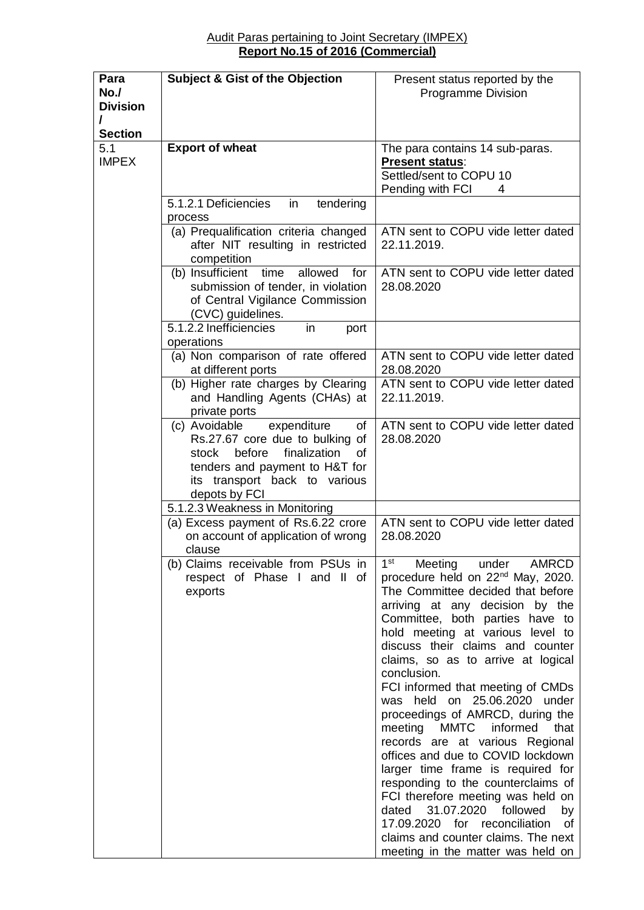Audit Paras pertaining to Joint Secretary (IMPEX)

**Report No.15 of 2016 (Commercial)**

| Para No./ Division / Section | Subject & Gist of the Objection | Present status reported by the Programme Division |
|---|---|---|
| 5.1 IMPEX | **Export of wheat** | The para contains 14 sub-paras. **Present status**: Settled/sent to COPU 10 Pending with FCI 4 |
| | 5.1.2.1 Deficiencies in tendering process | |
| | (a) Prequalification criteria changed after NIT resulting in restricted competition | ATN sent to COPU vide letter dated 22.11.2019. |
| | (b) Insufficient time allowed for submission of tender, in violation of Central Vigilance Commission (CVC) guidelines. | ATN sent to COPU vide letter dated 28.08.2020 |
| | 5.1.2.2 Inefficiencies in port operations | |
| | (a) Non comparison of rate offered at different ports | ATN sent to COPU vide letter dated 28.08.2020 |
| | (b) Higher rate charges by Clearing and Handling Agents (CHAs) at private ports | ATN sent to COPU vide letter dated 22.11.2019. |
| | (c) Avoidable expenditure of Rs.27.67 core due to bulking of stock before finalization of tenders and payment to H&T for its transport back to various depots by FCI | ATN sent to COPU vide letter dated 28.08.2020 |
| | 5.1.2.3 Weakness in Monitoring | |
| | (a) Excess payment of Rs.6.22 crore on account of application of wrong clause | ATN sent to COPU vide letter dated 28.08.2020 |
| | (b) Claims receivable from PSUs in respect of Phase I and II of exports | 1st Meeting under AMRCD procedure held on 22nd May, 2020. The Committee decided that before arriving at any decision by the Committee, both parties have to hold meeting at various level to discuss their claims and counter claims, so as to arrive at logical conclusion. FCI informed that meeting of CMDs was held on 25.06.2020 under proceedings of AMRCD, during the meeting MMTC informed that records are at various Regional offices and due to COVID lockdown larger time frame is required for responding to the counterclaims of FCI therefore meeting was held on dated 31.07.2020 followed by 17.09.2020 for reconciliation of claims and counter claims. The next meeting in the matter was held on |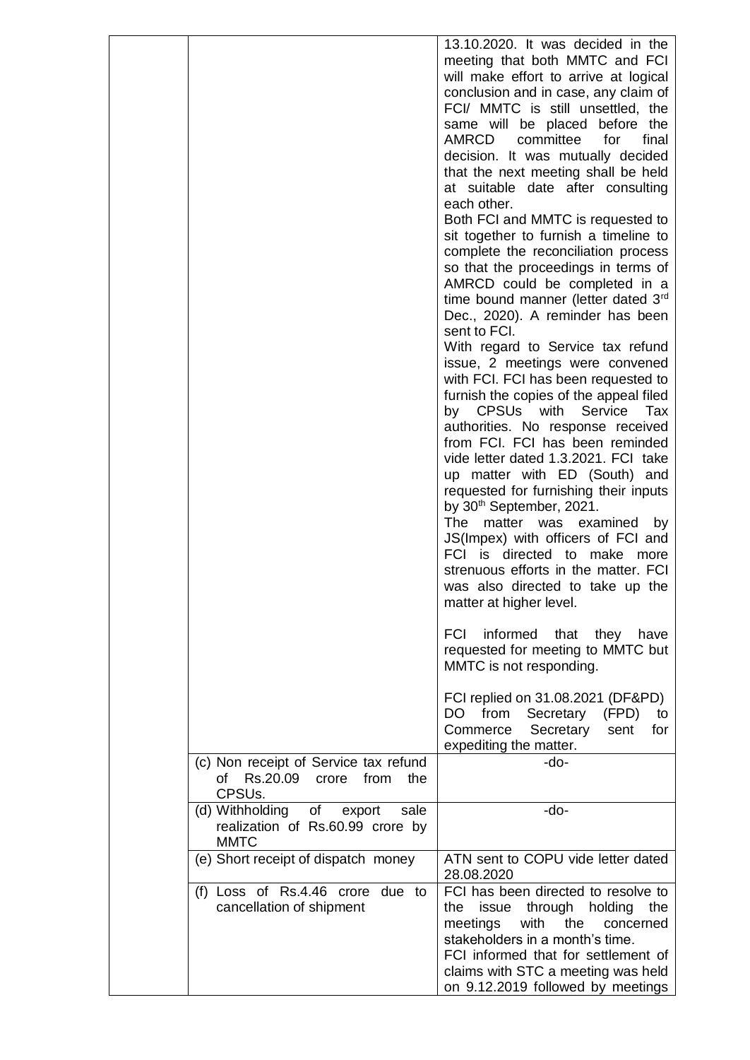| | | |
|---|---|---|
| | | 13.10.2020. It was decided in the meeting that both MMTC and FCI will make effort to arrive at logical conclusion and in case, any claim of FCI/ MMTC is still unsettled, the same will be placed before the AMRCD committee for final decision. It was mutually decided that the next meeting shall be held at suitable date after consulting each other.<br>Both FCI and MMTC is requested to sit together to furnish a timeline to complete the reconciliation process so that the proceedings in terms of AMRCD could be completed in a time bound manner (letter dated 3rd Dec., 2020). A reminder has been sent to FCI.<br>With regard to Service tax refund issue, 2 meetings were convened with FCI. FCI has been requested to furnish the copies of the appeal filed by CPSUs with Service Tax authorities. No response received from FCI. FCI has been reminded vide letter dated 1.3.2021. FCI take up matter with ED (South) and requested for furnishing their inputs by 30th September, 2021.<br>The matter was examined by JS(Impex) with officers of FCI and FCI is directed to make more strenuous efforts in the matter. FCI was also directed to take up the matter at higher level.<br><br>FCI informed that they have requested for meeting to MMTC but MMTC is not responding.<br><br>FCI replied on 31.08.2021 (DF&PD) DO from Secretary (FPD) to Commerce Secretary sent for expediting the matter. |
| | (c) Non receipt of Service tax refund of Rs.20.09 crore from the CPSUs. | -do- |
| | (d) Withholding of export sale realization of Rs.60.99 crore by MMTC | -do- |
| | (e) Short receipt of dispatch money | ATN sent to COPU vide letter dated 28.08.2020 |
| | (f) Loss of Rs.4.46 crore due to cancellation of shipment | FCI has been directed to resolve to the issue through holding the meetings with the concerned stakeholders in a month's time.<br>FCI informed that for settlement of claims with STC a meeting was held on 9.12.2019 followed by meetings |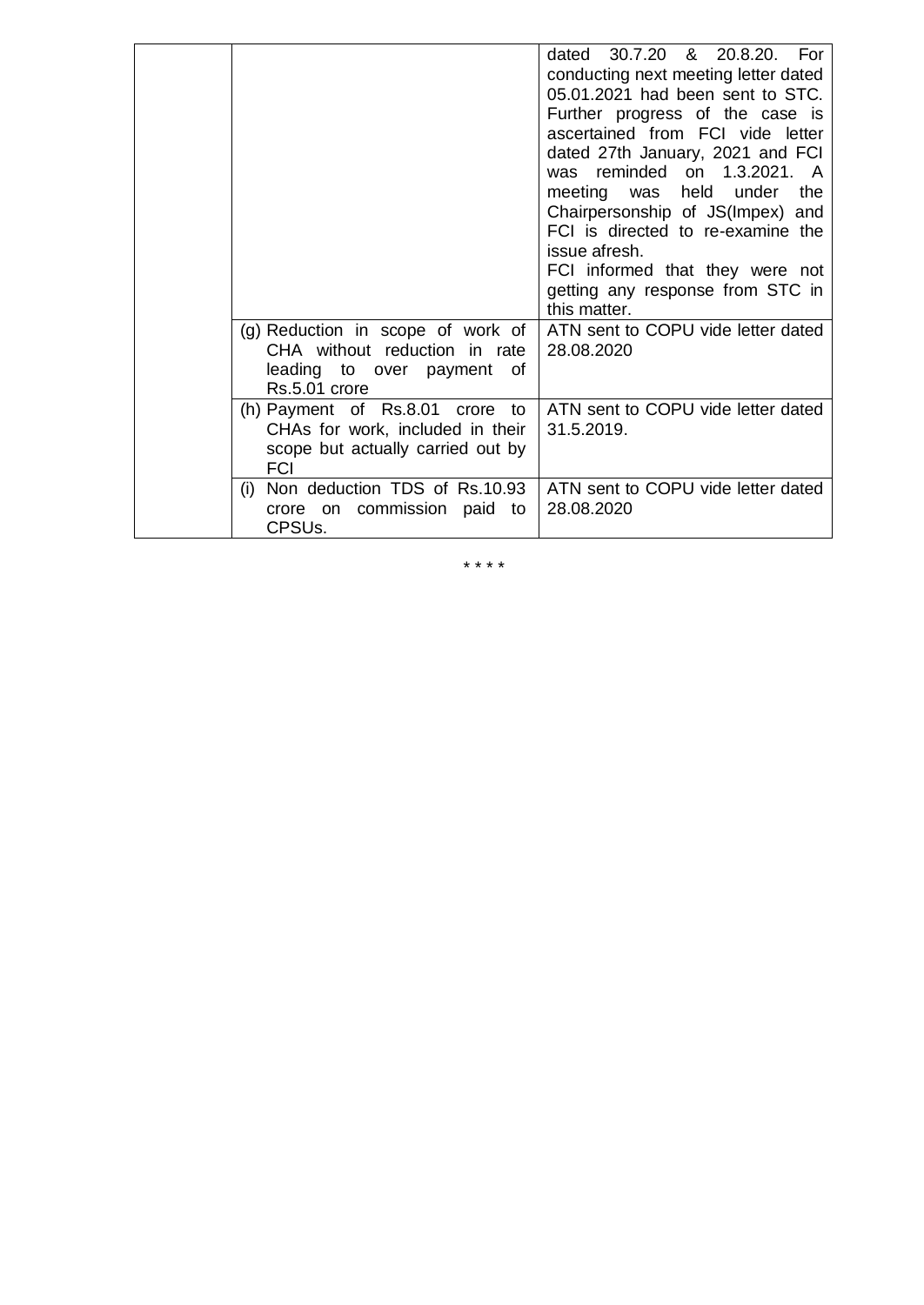| | | |
|---|---|---|
| | | dated 30.7.20 & 20.8.20. For conducting next meeting letter dated 05.01.2021 had been sent to STC. Further progress of the case is ascertained from FCI vide letter dated 27th January, 2021 and FCI was reminded on 1.3.2021. A meeting was held under the Chairpersonship of JS(Impex) and FCI is directed to re-examine the issue afresh.<br>FCI informed that they were not getting any response from STC in this matter. |
| | (g) Reduction in scope of work of CHA without reduction in rate leading to over payment of Rs.5.01 crore | ATN sent to COPU vide letter dated 28.08.2020 |
| | (h) Payment of Rs.8.01 crore to CHAs for work, included in their scope but actually carried out by FCI | ATN sent to COPU vide letter dated 31.5.2019. |
| | (i) Non deduction TDS of Rs.10.93 crore on commission paid to CPSUs. | ATN sent to COPU vide letter dated 28.08.2020 |

* * * *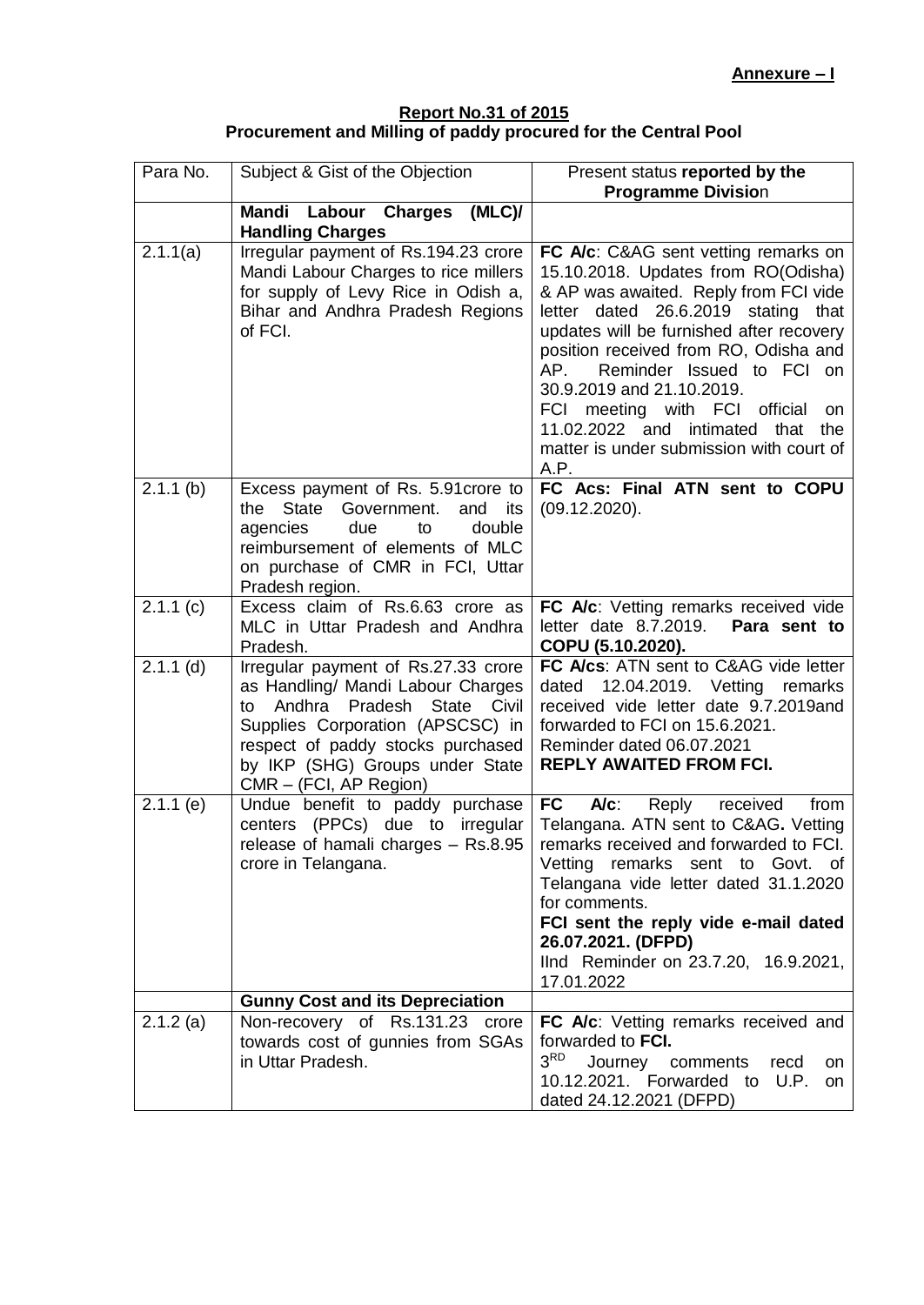**Annexure – I**

**Report No.31 of 2015**
**Procurement and Milling of paddy procured for the Central Pool**

| Para No. | Subject & Gist of the Objection | Present status **reported by the Programme Divisio**n |
|---|---|---|
| | **Mandi Labour Charges (MLC)/ Handling Charges** | |
| 2.1.1(a) | Irregular payment of Rs.194.23 crore Mandi Labour Charges to rice millers for supply of Levy Rice in Odish a, Bihar and Andhra Pradesh Regions of FCI. | **FC A/c**: C&AG sent vetting remarks on 15.10.2018. Updates from RO(Odisha) & AP was awaited. Reply from FCI vide letter dated 26.6.2019 stating that updates will be furnished after recovery position received from RO, Odisha and AP. Reminder Issued to FCI on 30.9.2019 and 21.10.2019.<br>FCI meeting with FCI official on 11.02.2022 and intimated that the matter is under submission with court of A.P. |
| 2.1.1 (b) | Excess payment of Rs. 5.91crore to the State Government. and its agencies due to double reimbursement of elements of MLC on purchase of CMR in FCI, Uttar Pradesh region. | **FC Acs: Final ATN sent to COPU** (09.12.2020). |
| 2.1.1 (c) | Excess claim of Rs.6.63 crore as MLC in Uttar Pradesh and Andhra Pradesh. | **FC A/c**: Vetting remarks received vide letter date 8.7.2019. **Para sent to COPU (5.10.2020).** |
| 2.1.1 (d) | Irregular payment of Rs.27.33 crore as Handling/ Mandi Labour Charges to Andhra Pradesh State Civil Supplies Corporation (APSCSC) in respect of paddy stocks purchased by IKP (SHG) Groups under State CMR – (FCI, AP Region) | **FC A/cs**: ATN sent to C&AG vide letter dated 12.04.2019. Vetting remarks received vide letter date 9.7.2019and forwarded to FCI on 15.6.2021.<br>Reminder dated 06.07.2021<br>**REPLY AWAITED FROM FCI.** |
| 2.1.1 (e) | Undue benefit to paddy purchase centers (PPCs) due to irregular release of hamali charges – Rs.8.95 crore in Telangana. | **FC A/c**: Reply received from Telangana. ATN sent to C&AG**.** Vetting remarks received and forwarded to FCI. Vetting remarks sent to Govt. of Telangana vide letter dated 31.1.2020 for comments.<br>**FCI sent the reply vide e-mail dated 26.07.2021. (DFPD)**<br>IInd Reminder on 23.7.20, 16.9.2021, 17.01.2022 |
| | **Gunny Cost and its Depreciation** | |
| 2.1.2 (a) | Non-recovery of Rs.131.23 crore towards cost of gunnies from SGAs in Uttar Pradesh. | **FC A/c**: Vetting remarks received and forwarded to **FCI.**<br>3[RD] Journey comments recd on 10.12.2021. Forwarded to U.P. on dated 24.12.2021 (DFPD) |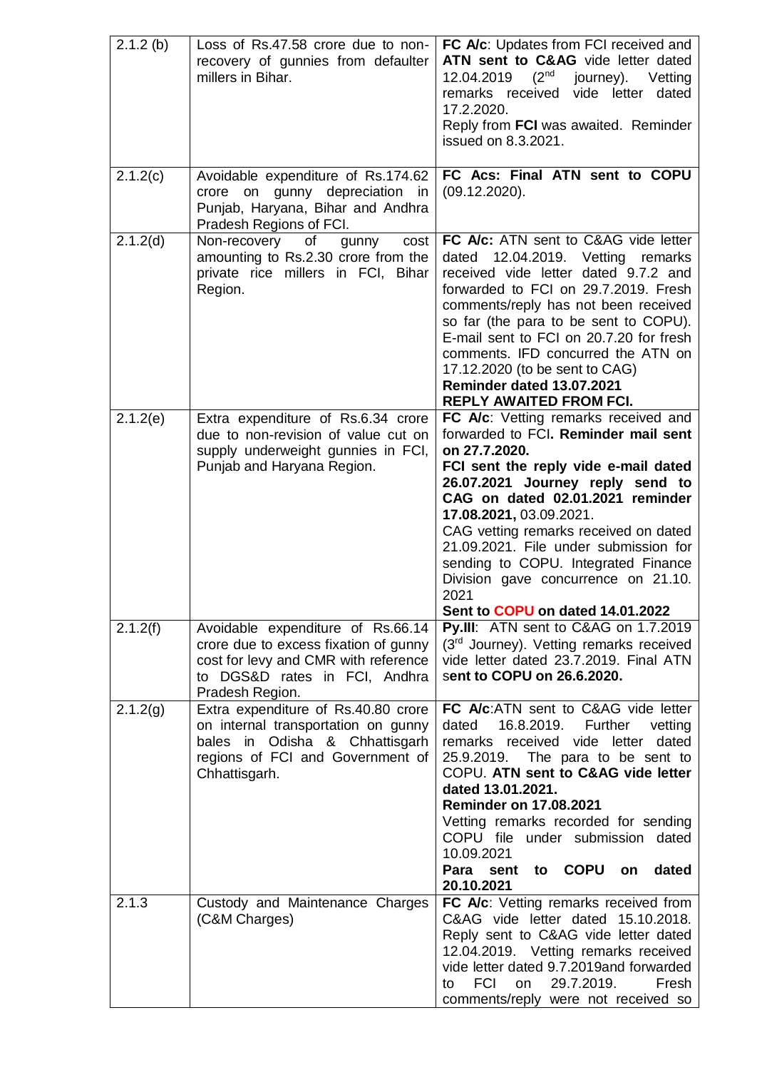| | | |
|---|---|---|
| 2.1.2 (b) | Loss of Rs.47.58 crore due to non-recovery of gunnies from defaulter millers in Bihar. | **FC A/c**: Updates from FCI received and **ATN sent to C&AG** vide letter dated 12.04.2019 (2nd journey). Vetting remarks received vide letter dated 17.2.2020.<br>Reply from **FCI** was awaited. Reminder issued on 8.3.2021. |
| 2.1.2(c) | Avoidable expenditure of Rs.174.62 crore on gunny depreciation in Punjab, Haryana, Bihar and Andhra Pradesh Regions of FCI. | **FC Acs: Final ATN sent to COPU** (09.12.2020). |
| 2.1.2(d) | Non-recovery of gunny cost amounting to Rs.2.30 crore from the private rice millers in FCI, Bihar Region. | **FC A/c:** ATN sent to C&AG vide letter dated 12.04.2019. Vetting remarks received vide letter dated 9.7.2 and forwarded to FCI on 29.7.2019. Fresh comments/reply has not been received so far (the para to be sent to COPU). E-mail sent to FCI on 20.7.20 for fresh comments. IFD concurred the ATN on 17.12.2020 (to be sent to CAG)<br>**Reminder dated 13.07.2021**<br>**REPLY AWAITED FROM FCI.** |
| 2.1.2(e) | Extra expenditure of Rs.6.34 crore due to non-revision of value cut on supply underweight gunnies in FCI, Punjab and Haryana Region. | **FC A/c**: Vetting remarks received and forwarded to FCI**. Reminder mail sent on 27.7.2020.**<br>**FCI sent the reply vide e-mail dated 26.07.2021 Journey reply send to CAG on dated 02.01.2021 reminder 17.08.2021,** 03.09.2021.<br>CAG vetting remarks received on dated 21.09.2021. File under submission for sending to COPU. Integrated Finance Division gave concurrence on 21.10. 2021<br>**Sent to COPU on dated 14.01.2022** |
| 2.1.2(f) | Avoidable expenditure of Rs.66.14 crore due to excess fixation of gunny cost for levy and CMR with reference to DGS&D rates in FCI, Andhra Pradesh Region. | **Py.III**: ATN sent to C&AG on 1.7.2019 (3rd Journey). Vetting remarks received vide letter dated 23.7.2019. Final ATN **sent to COPU on 26.6.2020.** |
| 2.1.2(g) | Extra expenditure of Rs.40.80 crore on internal transportation on gunny bales in Odisha & Chhattisgarh regions of FCI and Government of Chhattisgarh. | **FC A/c**:ATN sent to C&AG vide letter dated 16.8.2019. Further vetting remarks received vide letter dated 25.9.2019. The para to be sent to COPU. **ATN sent to C&AG vide letter dated 13.01.2021.**<br>**Reminder on 17.08.2021**<br>Vetting remarks recorded for sending COPU file under submission dated 10.09.2021<br>**Para sent to COPU on dated 20.10.2021** |
| 2.1.3 | Custody and Maintenance Charges (C&M Charges) | **FC A/c**: Vetting remarks received from C&AG vide letter dated 15.10.2018. Reply sent to C&AG vide letter dated 12.04.2019. Vetting remarks received vide letter dated 9.7.2019and forwarded to FCI on 29.7.2019. Fresh comments/reply were not received so |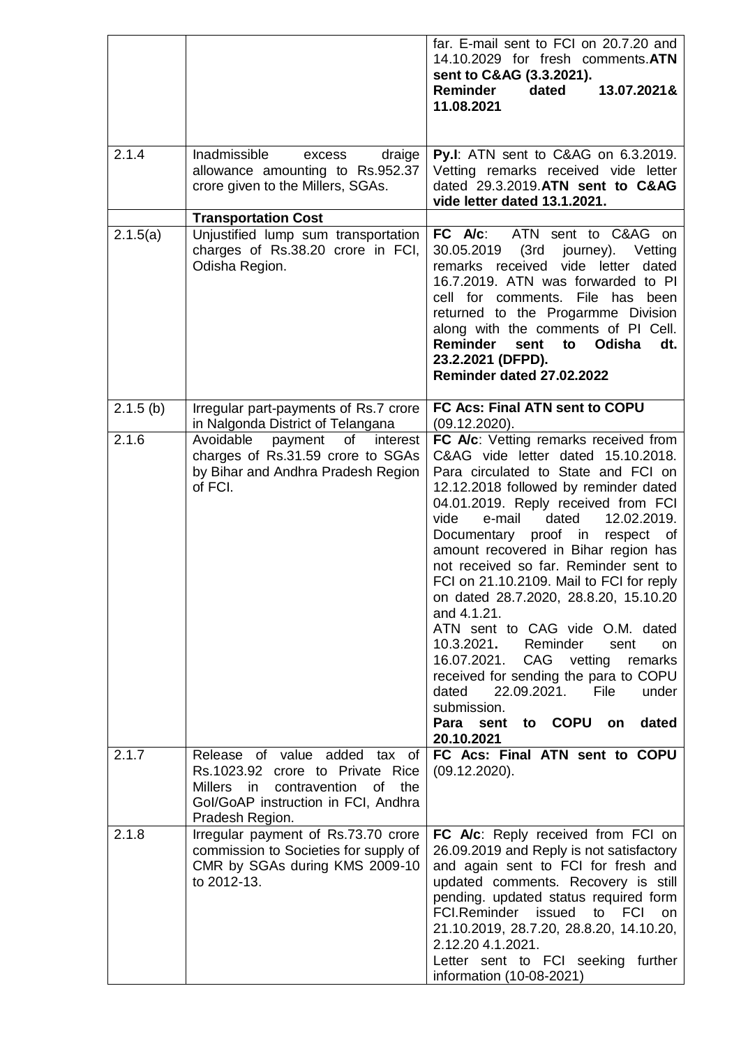| | | |
|---|---|---|
| | | far. E-mail sent to FCI on 20.7.20 and 14.10.2029 for fresh comments.**ATN sent to C&AG (3.3.2021).** **Reminder dated 13.07.2021& 11.08.2021** |
| 2.1.4 | Inadmissible excess draige allowance amounting to Rs.952.37 crore given to the Millers, SGAs. | **Py.I**: ATN sent to C&AG on 6.3.2019. Vetting remarks received vide letter dated 29.3.2019.**ATN sent to C&AG vide letter dated 13.1.2021.** |
| | **Transportation Cost** | |
| 2.1.5(a) | Unjustified lump sum transportation charges of Rs.38.20 crore in FCI, Odisha Region. | **FC A/c**: ATN sent to C&AG on 30.05.2019 (3rd journey). Vetting remarks received vide letter dated 16.7.2019. ATN was forwarded to PI cell for comments. File has been returned to the Progarmme Division along with the comments of PI Cell. **Reminder sent to Odisha dt. 23.2.2021 (DFPD).** **Reminder dated 27.02.2022** |
| 2.1.5 (b) | Irregular part-payments of Rs.7 crore in Nalgonda District of Telangana | **FC Acs: Final ATN sent to COPU** (09.12.2020). |
| 2.1.6 | Avoidable payment of interest charges of Rs.31.59 crore to SGAs by Bihar and Andhra Pradesh Region of FCI. | **FC A/c**: Vetting remarks received from C&AG vide letter dated 15.10.2018. Para circulated to State and FCI on 12.12.2018 followed by reminder dated 04.01.2019. Reply received from FCI vide e-mail dated 12.02.2019. Documentary proof in respect of amount recovered in Bihar region has not received so far. Reminder sent to FCI on 21.10.2109. Mail to FCI for reply on dated 28.7.2020, 28.8.20, 15.10.20 and 4.1.21. ATN sent to CAG vide O.M. dated 10.3.2021**.** Reminder sent on 16.07.2021. CAG vetting remarks received for sending the para to COPU dated 22.09.2021. File under submission. **Para sent to COPU on dated 20.10.2021** |
| 2.1.7 | Release of value added tax of Rs.1023.92 crore to Private Rice Millers in contravention of the GoI/GoAP instruction in FCI, Andhra Pradesh Region. | **FC Acs: Final ATN sent to COPU** (09.12.2020). |
| 2.1.8 | Irregular payment of Rs.73.70 crore commission to Societies for supply of CMR by SGAs during KMS 2009-10 to 2012-13. | **FC A/c**: Reply received from FCI on 26.09.2019 and Reply is not satisfactory and again sent to FCI for fresh and updated comments. Recovery is still pending. updated status required form FCI.Reminder issued to FCI on 21.10.2019, 28.7.20, 28.8.20, 14.10.20, 2.12.20 4.1.2021. Letter sent to FCI seeking further information (10-08-2021) |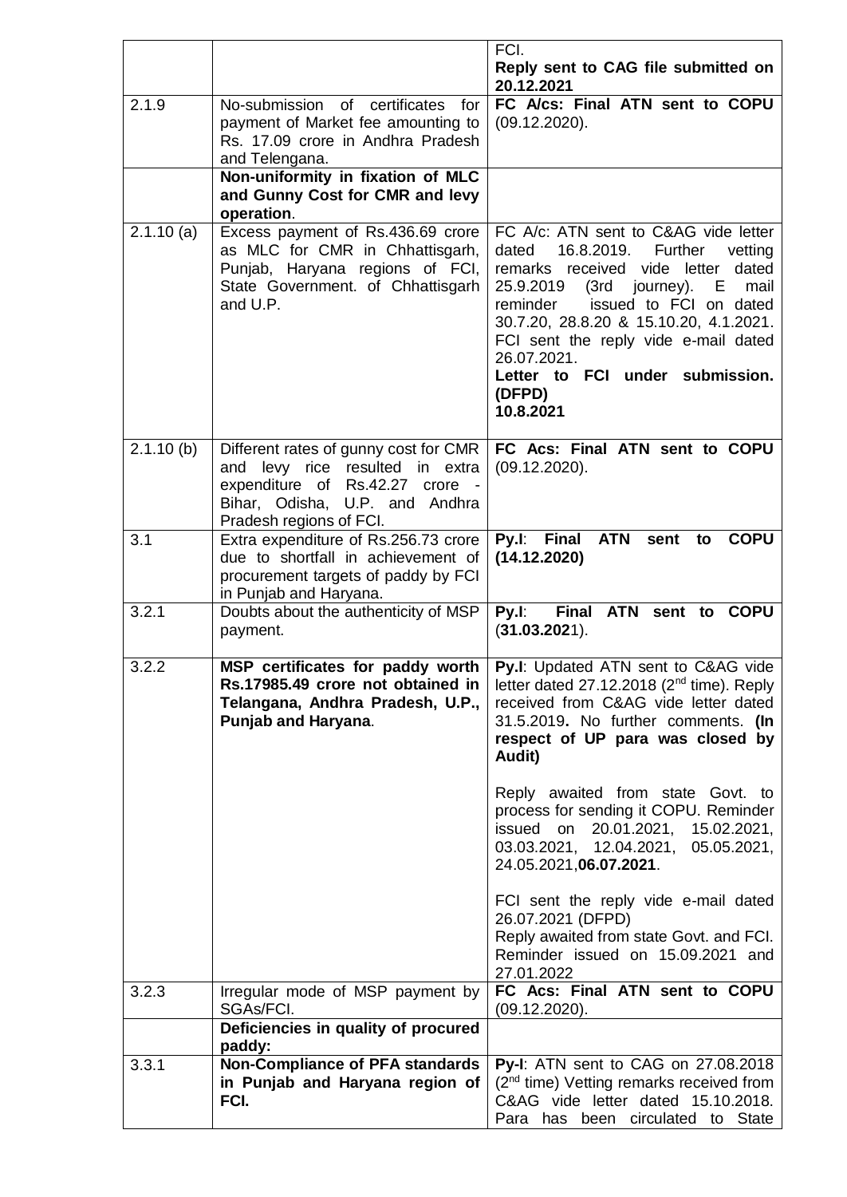| | | FCI.<br>**Reply sent to CAG file submitted on 20.12.2021** |
|---|---|---|
| 2.1.9 | No-submission of certificates for payment of Market fee amounting to Rs. 17.09 crore in Andhra Pradesh and Telengana. | **FC A/cs: Final ATN sent to COPU** (09.12.2020). |
| | **Non-uniformity in fixation of MLC and Gunny Cost for CMR and levy operation**. | |
| 2.1.10 (a) | Excess payment of Rs.436.69 crore as MLC for CMR in Chhattisgarh, Punjab, Haryana regions of FCI, State Government. of Chhattisgarh and U.P. | FC A/c: ATN sent to C&AG vide letter dated 16.8.2019. Further vetting remarks received vide letter dated 25.9.2019 (3rd journey). E mail reminder issued to FCI on dated 30.7.20, 28.8.20 & 15.10.20, 4.1.2021. FCI sent the reply vide e-mail dated 26.07.2021.<br>**Letter to FCI under submission. (DFPD)**<br>**10.8.2021** |
| 2.1.10 (b) | Different rates of gunny cost for CMR and levy rice resulted in extra expenditure of Rs.42.27 crore - Bihar, Odisha, U.P. and Andhra Pradesh regions of FCI. | **FC Acs: Final ATN sent to COPU** (09.12.2020). |
| 3.1 | Extra expenditure of Rs.256.73 crore due to shortfall in achievement of procurement targets of paddy by FCI in Punjab and Haryana. | **Py.I: Final ATN sent to COPU (14.12.2020)** |
| 3.2.1 | Doubts about the authenticity of MSP payment. | **Py.I: Final ATN sent to COPU** (**31.03.202**1). |
| 3.2.2 | **MSP certificates for paddy worth Rs.17985.49 crore not obtained in Telangana, Andhra Pradesh, U.P., Punjab and Haryana**. | **Py.I**: Updated ATN sent to C&AG vide letter dated 27.12.2018 (2nd time). Reply received from C&AG vide letter dated 31.5.2019**.** No further comments. **(In respect of UP para was closed by Audit)**<br><br>Reply awaited from state Govt. to process for sending it COPU. Reminder issued on 20.01.2021, 15.02.2021, 03.03.2021, 12.04.2021, 05.05.2021, 24.05.2021,**06.07.2021**.<br><br>FCI sent the reply vide e-mail dated 26.07.2021 (DFPD)<br>Reply awaited from state Govt. and FCI. Reminder issued on 15.09.2021 and 27.01.2022 |
| 3.2.3 | Irregular mode of MSP payment by SGAs/FCI. | **FC Acs: Final ATN sent to COPU** (09.12.2020). |
| | **Deficiencies in quality of procured paddy:** | |
| 3.3.1 | **Non-Compliance of PFA standards in Punjab and Haryana region of FCI.** | **Py-I**: ATN sent to CAG on 27.08.2018 (2nd time) Vetting remarks received from C&AG vide letter dated 15.10.2018. Para has been circulated to State |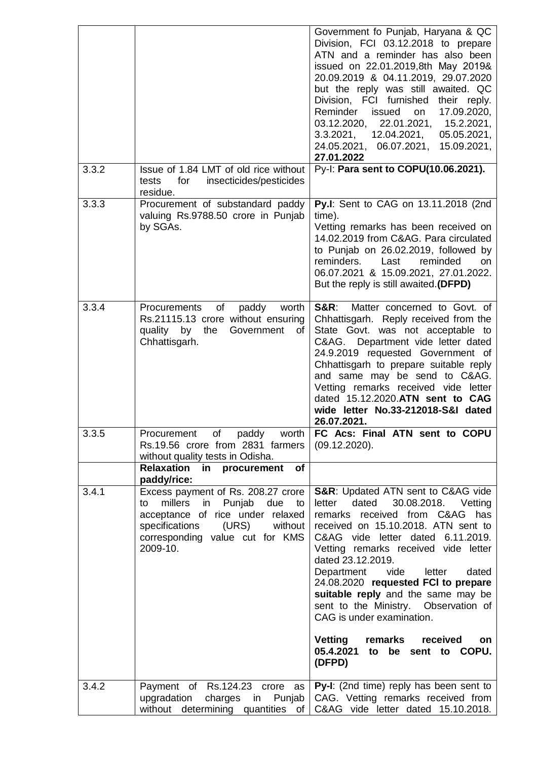| | | |
|---|---|---|
| | | Government fo Punjab, Haryana & QC Division, FCI 03.12.2018 to prepare ATN and a reminder has also been issued on 22.01.2019,8th May 2019& 20.09.2019 & 04.11.2019, 29.07.2020 but the reply was still awaited. QC Division, FCI furnished their reply. Reminder issued on 17.09.2020, 03.12.2020, 22.01.2021, 15.2.2021, 3.3.2021, 12.04.2021, 05.05.2021, 24.05.2021, 06.07.2021, 15.09.2021, **27.01.2022** |
| 3.3.2 | Issue of 1.84 LMT of old rice without tests for insecticides/pesticides residue. | Py-I: **Para sent to COPU(10.06.2021).** |
| 3.3.3 | Procurement of substandard paddy valuing Rs.9788.50 crore in Punjab by SGAs. | **Py.I**: Sent to CAG on 13.11.2018 (2nd time).<br>Vetting remarks has been received on 14.02.2019 from C&AG. Para circulated to Punjab on 26.02.2019, followed by reminders. Last reminded on 06.07.2021 & 15.09.2021, 27.01.2022. But the reply is still awaited.**(DFPD)** |
| 3.3.4 | Procurements of paddy worth Rs.21115.13 crore without ensuring quality by the Government of Chhattisgarh. | **S&R**: Matter concerned to Govt. of Chhattisgarh. Reply received from the State Govt. was not acceptable to C&AG. Department vide letter dated 24.9.2019 requested Government of Chhattisgarh to prepare suitable reply and same may be send to C&AG. Vetting remarks received vide letter dated 15.12.2020.**ATN sent to CAG wide letter No.33-212018-S&I dated 26.07.2021.** |
| 3.3.5 | Procurement of paddy worth Rs.19.56 crore from 2831 farmers without quality tests in Odisha. | **FC Acs: Final ATN sent to COPU** (09.12.2020). |
| | **Relaxation in procurement of paddy/rice:** | |
| 3.4.1 | Excess payment of Rs. 208.27 crore to millers in Punjab due to acceptance of rice under relaxed specifications (URS) without corresponding value cut for KMS 2009-10. | **S&R**: Updated ATN sent to C&AG vide letter dated 30.08.2018. Vetting remarks received from C&AG has received on 15.10.2018. ATN sent to C&AG vide letter dated 6.11.2019. Vetting remarks received vide letter dated 23.12.2019.<br>Department vide letter dated 24.08.2020 **requested FCI to prepare suitable reply** and the same may be sent to the Ministry. Observation of CAG is under examination.<br><br>**Vetting remarks received on 05.4.2021 to be sent to COPU. (DFPD)** |
| 3.4.2 | Payment of Rs.124.23 crore as upgradation charges in Punjab without determining quantities of | **Py-I**: (2nd time) reply has been sent to CAG. Vetting remarks received from C&AG vide letter dated 15.10.2018. |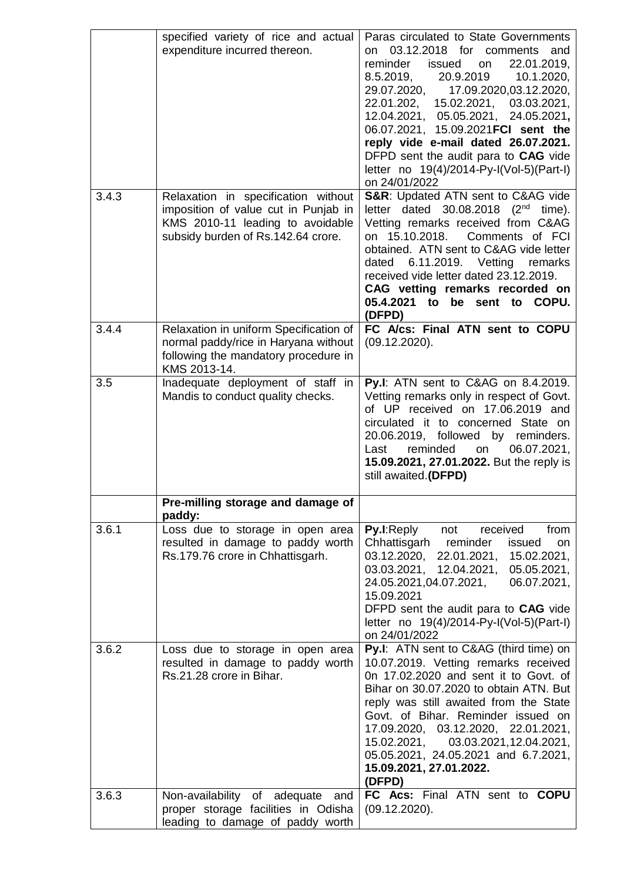| | | |
|---|---|---|
| | specified variety of rice and actual expenditure incurred thereon. | Paras circulated to State Governments on 03.12.2018 for comments and reminder issued on 22.01.2019, 8.5.2019, 20.9.2019 10.1.2020, 29.07.2020, 17.09.2020,03.12.2020, 22.01.202, 15.02.2021, 03.03.2021, 12.04.2021, 05.05.2021, 24.05.2021**,** 06.07.2021, 15.09.2021**FCI sent the reply vide e-mail dated 26.07.2021.** DFPD sent the audit para to **CAG** vide letter no 19(4)/2014-Py-I(Vol-5)(Part-I) on 24/01/2022 |
| 3.4.3 | Relaxation in specification without imposition of value cut in Punjab in KMS 2010-11 leading to avoidable subsidy burden of Rs.142.64 crore. | **S&R**: Updated ATN sent to C&AG vide letter dated 30.08.2018 (2nd time). Vetting remarks received from C&AG on 15.10.2018. Comments of FCI obtained. ATN sent to C&AG vide letter dated 6.11.2019. Vetting remarks received vide letter dated 23.12.2019. **CAG vetting remarks recorded on 05.4.2021 to be sent to COPU. (DFPD)** |
| 3.4.4 | Relaxation in uniform Specification of normal paddy/rice in Haryana without following the mandatory procedure in KMS 2013-14. | **FC A/cs: Final ATN sent to COPU** (09.12.2020). |
| 3.5 | Inadequate deployment of staff in Mandis to conduct quality checks. | **Py.I**: ATN sent to C&AG on 8.4.2019. Vetting remarks only in respect of Govt. of UP received on 17.06.2019 and circulated it to concerned State on 20.06.2019, followed by reminders. Last reminded on 06.07.2021, **15.09.2021, 27.01.2022.** But the reply is still awaited.**(DFPD)** |
| | **Pre-milling storage and damage of paddy:** | |
| 3.6.1 | Loss due to storage in open area resulted in damage to paddy worth Rs.179.76 crore in Chhattisgarh. | **Py.I**:Reply not received from Chhattisgarh reminder issued on 03.12.2020, 22.01.2021, 15.02.2021, 03.03.2021, 12.04.2021, 05.05.2021, 24.05.2021,04.07.2021, 06.07.2021, 15.09.2021<br>DFPD sent the audit para to **CAG** vide letter no 19(4)/2014-Py-I(Vol-5)(Part-I) on 24/01/2022 |
| 3.6.2 | Loss due to storage in open area resulted in damage to paddy worth Rs.21.28 crore in Bihar. | **Py.I**: ATN sent to C&AG (third time) on 10.07.2019. Vetting remarks received 0n 17.02.2020 and sent it to Govt. of Bihar on 30.07.2020 to obtain ATN. But reply was still awaited from the State Govt. of Bihar. Reminder issued on 17.09.2020, 03.12.2020, 22.01.2021, 15.02.2021, 03.03.2021,12.04.2021, 05.05.2021, 24.05.2021 and 6.7.2021, **15.09.2021, 27.01.2022. (DFPD)** |
| 3.6.3 | Non-availability of adequate and proper storage facilities in Odisha leading to damage of paddy worth | **FC Acs:** Final ATN sent to **COPU** (09.12.2020). |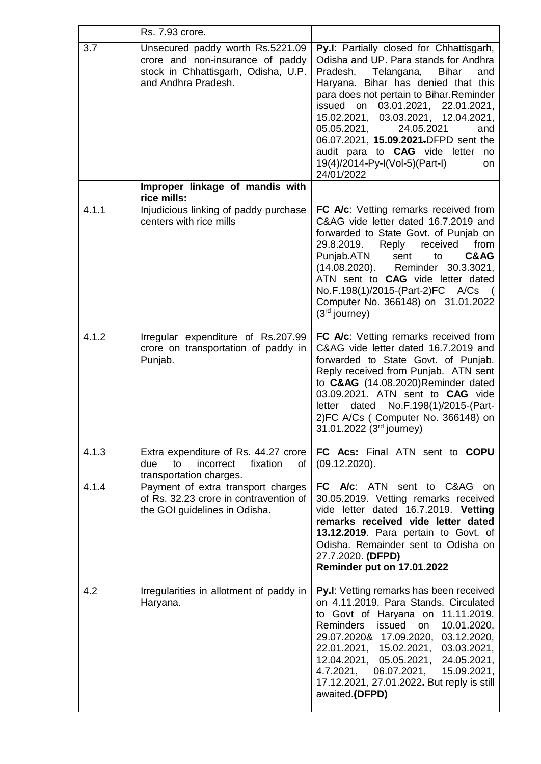| | | |
|---|---|---|
| | Rs. 7.93 crore. | |
| 3.7 | Unsecured paddy worth Rs.5221.09 crore and non-insurance of paddy stock in Chhattisgarh, Odisha, U.P. and Andhra Pradesh. | **Py.I**: Partially closed for Chhattisgarh, Odisha and UP. Para stands for Andhra Pradesh, Telangana, Bihar and Haryana. Bihar has denied that this para does not pertain to Bihar.Reminder issued on 03.01.2021, 22.01.2021, 15.02.2021, 03.03.2021, 12.04.2021, 05.05.2021, 24.05.2021 and 06.07.2021, **15.09.2021.**DFPD sent the audit para to **CAG** vide letter no 19(4)/2014-Py-I(Vol-5)(Part-I) on 24/01/2022 |
| | **Improper linkage of mandis with rice mills:** | |
| 4.1.1 | Injudicious linking of paddy purchase centers with rice mills | **FC A/c**: Vetting remarks received from C&AG vide letter dated 16.7.2019 and forwarded to State Govt. of Punjab on 29.8.2019. Reply received from Punjab.ATN sent to **C&AG** (14.08.2020). Reminder 30.3.3021, ATN sent to **CAG** vide letter dated No.F.198(1)/2015-(Part-2)FC A/Cs ( Computer No. 366148) on 31.01.2022 (3rd journey) |
| 4.1.2 | Irregular expenditure of Rs.207.99 crore on transportation of paddy in Punjab. | **FC A/c**: Vetting remarks received from C&AG vide letter dated 16.7.2019 and forwarded to State Govt. of Punjab. Reply received from Punjab. ATN sent to **C&AG** (14.08.2020)Reminder dated 03.09.2021. ATN sent to **CAG** vide letter dated No.F.198(1)/2015-(Part-2)FC A/Cs ( Computer No. 366148) on 31.01.2022 (3rd journey) |
| 4.1.3 | Extra expenditure of Rs. 44.27 crore due to incorrect fixation of transportation charges. | **FC Acs:** Final ATN sent to **COPU** (09.12.2020). |
| 4.1.4 | Payment of extra transport charges of Rs. 32.23 crore in contravention of the GOI guidelines in Odisha. | **FC A/c**: ATN sent to C&AG on 30.05.2019. Vetting remarks received vide letter dated 16.7.2019. **Vetting remarks received vide letter dated 13.12.2019**. Para pertain to Govt. of Odisha. Remainder sent to Odisha on 27.7.2020. **(DFPD)** **Reminder put on 17.01.2022** |
| 4.2 | Irregularities in allotment of paddy in Haryana. | **Py.I**: Vetting remarks has been received on 4.11.2019. Para Stands. Circulated to Govt of Haryana on 11.11.2019. Reminders issued on 10.01.2020, 29.07.2020& 17.09.2020, 03.12.2020, 22.01.2021, 15.02.2021, 03.03.2021, 12.04.2021, 05.05.2021, 24.05.2021, 4.7.2021, 06.07.2021, 15.09.2021, 17.12.2021, 27.01.2022**.** But reply is still awaited.**(DFPD)** |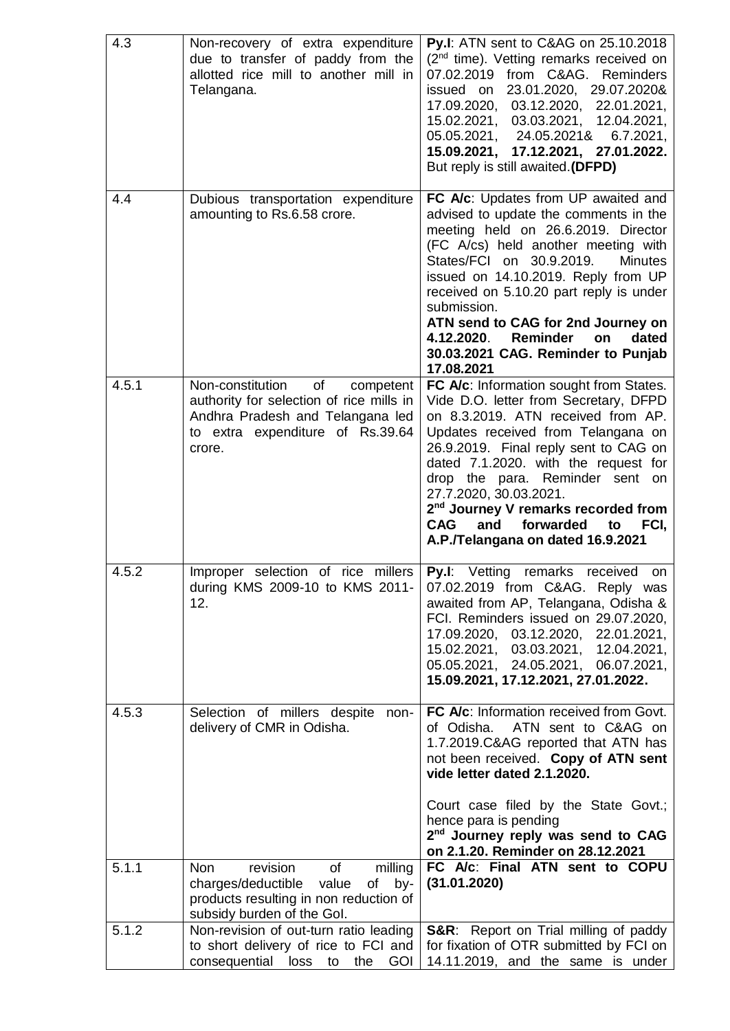| | | |
|---|---|---|
| 4.3 | Non-recovery of extra expenditure due to transfer of paddy from the allotted rice mill to another mill in Telangana. | **Py.I**: ATN sent to C&AG on 25.10.2018 (2nd time). Vetting remarks received on 07.02.2019 from C&AG. Reminders issued on 23.01.2020, 29.07.2020& 17.09.2020, 03.12.2020, 22.01.2021, 15.02.2021, 03.03.2021, 12.04.2021, 05.05.2021, 24.05.2021& 6.7.2021, **15.09.2021, 17.12.2021, 27.01.2022.** But reply is still awaited.**(DFPD)** |
| 4.4 | Dubious transportation expenditure amounting to Rs.6.58 crore. | **FC A/c**: Updates from UP awaited and advised to update the comments in the meeting held on 26.6.2019. Director (FC A/cs) held another meeting with States/FCI on 30.9.2019. Minutes issued on 14.10.2019. Reply from UP received on 5.10.20 part reply is under submission. **ATN send to CAG for 2nd Journey on 4.12.2020**. **Reminder on dated 30.03.2021 CAG. Reminder to Punjab 17.08.2021** |
| 4.5.1 | Non-constitution of competent authority for selection of rice mills in Andhra Pradesh and Telangana led to extra expenditure of Rs.39.64 crore. | **FC A/c**: Information sought from States. Vide D.O. letter from Secretary, DFPD on 8.3.2019. ATN received from AP. Updates received from Telangana on 26.9.2019. Final reply sent to CAG on dated 7.1.2020. with the request for drop the para. Reminder sent on 27.7.2020, 30.03.2021. **2nd Journey V remarks recorded from CAG and forwarded to FCI, A.P./Telangana on dated 16.9.2021** |
| 4.5.2 | Improper selection of rice millers during KMS 2009-10 to KMS 2011-12. | **Py.I**: Vetting remarks received on 07.02.2019 from C&AG. Reply was awaited from AP, Telangana, Odisha & FCI. Reminders issued on 29.07.2020, 17.09.2020, 03.12.2020, 22.01.2021, 15.02.2021, 03.03.2021, 12.04.2021, 05.05.2021, 24.05.2021, 06.07.2021, **15.09.2021, 17.12.2021, 27.01.2022.** |
| 4.5.3 | Selection of millers despite non-delivery of CMR in Odisha. | **FC A/c**: Information received from Govt. of Odisha. ATN sent to C&AG on 1.7.2019.C&AG reported that ATN has not been received. **Copy of ATN sent vide letter dated 2.1.2020.**<br><br>Court case filed by the State Govt.; hence para is pending<br>**2nd Journey reply was send to CAG on 2.1.20. Reminder on 28.12.2021** |
| 5.1.1 | Non revision of milling charges/deductible value of by-products resulting in non reduction of subsidy burden of the GoI. | **FC A/c**: **Final ATN sent to COPU (31.01.2020)** |
| 5.1.2 | Non-revision of out-turn ratio leading to short delivery of rice to FCI and consequential loss to the GOI | **S&R**: Report on Trial milling of paddy for fixation of OTR submitted by FCI on 14.11.2019, and the same is under |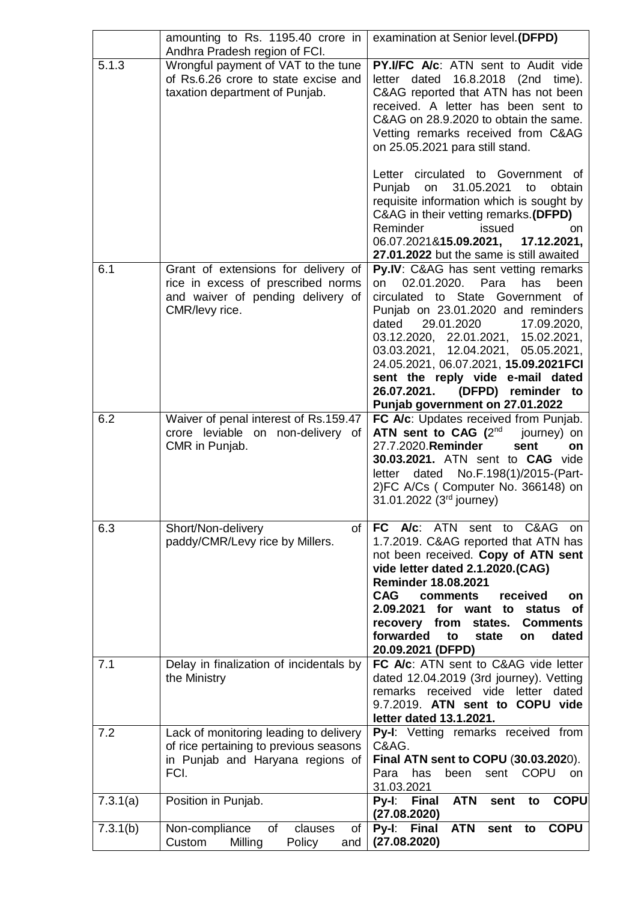| | | |
|---|---|---|
| | amounting to Rs. 1195.40 crore in Andhra Pradesh region of FCI. | examination at Senior level.**(DFPD)** |
| 5.1.3 | Wrongful payment of VAT to the tune of Rs.6.26 crore to state excise and taxation department of Punjab. | **PY.I/FC A/c**: ATN sent to Audit vide letter dated 16.8.2018 (2nd time). C&AG reported that ATN has not been received. A letter has been sent to C&AG on 28.9.2020 to obtain the same. Vetting remarks received from C&AG on 25.05.2021 para still stand.<br><br>Letter circulated to Government of Punjab on 31.05.2021 to obtain requisite information which is sought by C&AG in their vetting remarks.**(DFPD)** Reminder issued on 06.07.2021&**15.09.2021, 17.12.2021, 27.01.2022 but the same is still awaited** |
| 6.1 | Grant of extensions for delivery of rice in excess of prescribed norms and waiver of pending delivery of CMR/levy rice. | **Py.IV**: C&AG has sent vetting remarks on 02.01.2020. Para has been circulated to State Government of Punjab on 23.01.2020 and reminders dated 29.01.2020 17.09.2020, 03.12.2020, 22.01.2021, 15.02.2021, 03.03.2021, 12.04.2021, 05.05.2021, 24.05.2021, 06.07.2021, **15.09.2021FCI sent the reply vide e-mail dated 26.07.2021. (DFPD) reminder to Punjab government on 27.01.2022** |
| 6.2 | Waiver of penal interest of Rs.159.47 crore leviable on non-delivery of CMR in Punjab. | **FC A/c**: Updates received from Punjab. **ATN sent to CAG (2nd** journey) on 27.7.2020.**Reminder sent on 30.03.2021.** ATN sent to **CAG** vide letter dated No.F.198(1)/2015-(Part-2)FC A/Cs ( Computer No. 366148) on 31.01.2022 (3rd journey) |
| 6.3 | Short/Non-delivery of paddy/CMR/Levy rice by Millers. | **FC A/c**: ATN sent to C&AG on 1.7.2019. C&AG reported that ATN has not been received. **Copy of ATN sent vide letter dated 2.1.2020.(CAG)**<br>**Reminder 18.08.2021**<br>**CAG comments received on 2.09.2021 for want to status of recovery from states. Comments forwarded to state on dated 20.09.2021 (DFPD)** |
| 7.1 | Delay in finalization of incidentals by the Ministry | **FC A/c**: ATN sent to C&AG vide letter dated 12.04.2019 (3rd journey). Vetting remarks received vide letter dated 9.7.2019. **ATN sent to COPU vide letter dated 13.1.2021.** |
| 7.2 | Lack of monitoring leading to delivery of rice pertaining to previous seasons in Punjab and Haryana regions of FCI. | **Py-I**: Vetting remarks received from C&AG.<br>**Final ATN sent to COPU** (**30.03.202**0). Para has been sent COPU on 31.03.2021 |
| 7.3.1(a) | Position in Punjab. | **Py-I**: **Final ATN sent to COPU (27.08.2020)** |
| 7.3.1(b) | Non-compliance of clauses of Custom Milling Policy and | **Py-I**: **Final ATN sent to COPU (27.08.2020)** |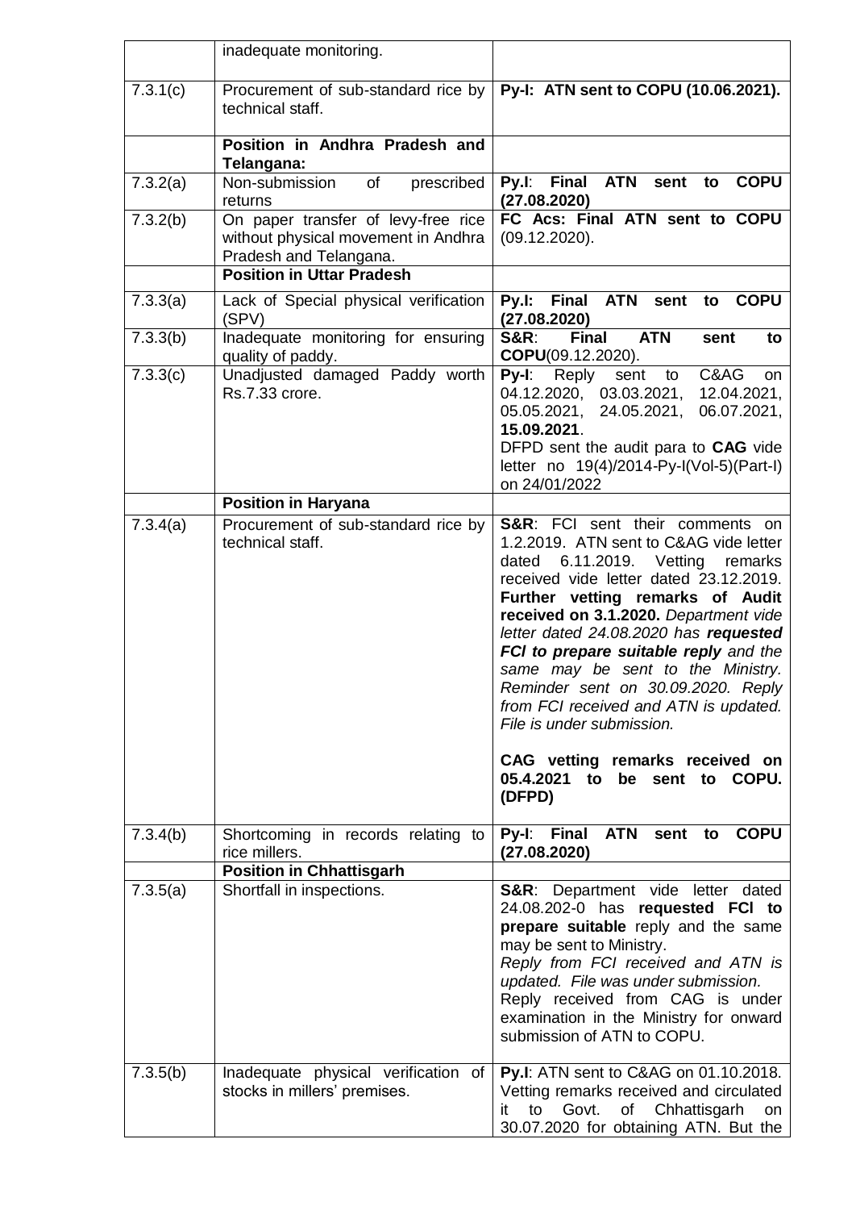| | | |
|---|---|---|
| | inadequate monitoring. | |
| 7.3.1(c) | Procurement of sub-standard rice by technical staff. | **Py-I: ATN sent to COPU (10.06.2021).** |
| | **Position in Andhra Pradesh and Telangana:** | |
| 7.3.2(a) | Non-submission of prescribed returns | **Py.I**: **Final ATN sent to COPU (27.08.2020)** |
| 7.3.2(b) | On paper transfer of levy-free rice without physical movement in Andhra Pradesh and Telangana. | **FC Acs: Final ATN sent to COPU** (09.12.2020). |
| | **Position in Uttar Pradesh** | |
| 7.3.3(a) | Lack of Special physical verification (SPV) | **Py.I: Final ATN sent to COPU (27.08.2020)** |
| 7.3.3(b) | Inadequate monitoring for ensuring quality of paddy. | **S&R**: **Final ATN sent to COPU**(09.12.2020). |
| 7.3.3(c) | Unadjusted damaged Paddy worth Rs.7.33 crore. | **Py-I**: Reply sent to C&AG on 04.12.2020, 03.03.2021, 12.04.2021, 05.05.2021, 24.05.2021, 06.07.2021, **15.09.2021**.<br>DFPD sent the audit para to **CAG** vide letter no 19(4)/2014-Py-I(Vol-5)(Part-I) on 24/01/2022 |
| | **Position in Haryana** | |
| 7.3.4(a) | Procurement of sub-standard rice by technical staff. | **S&R**: FCI sent their comments on 1.2.2019. ATN sent to C&AG vide letter dated 6.11.2019. Vetting remarks received vide letter dated 23.12.2019. **Further vetting remarks of Audit received on 3.1.2020.** *Department vide letter dated 24.08.2020 has* ***requested FCI to prepare suitable reply*** *and the same may be sent to the Ministry. Reminder sent on 30.09.2020. Reply from FCI received and ATN is updated. File is under submission.*<br><br>**CAG vetting remarks received on 05.4.2021 to be sent to COPU. (DFPD)** |
| 7.3.4(b) | Shortcoming in records relating to rice millers. | **Py-I**: **Final ATN sent to COPU (27.08.2020)** |
| | **Position in Chhattisgarh** | |
| 7.3.5(a) | Shortfall in inspections. | **S&R**: Department vide letter dated 24.08.202-0 has **requested FCI to prepare suitable** reply and the same may be sent to Ministry.<br>*Reply from FCI received and ATN is updated. File was under submission.*<br>Reply received from CAG is under examination in the Ministry for onward submission of ATN to COPU. |
| 7.3.5(b) | Inadequate physical verification of stocks in millers' premises. | **Py.I**: ATN sent to C&AG on 01.10.2018. Vetting remarks received and circulated it to Govt. of Chhattisgarh on 30.07.2020 for obtaining ATN. But the |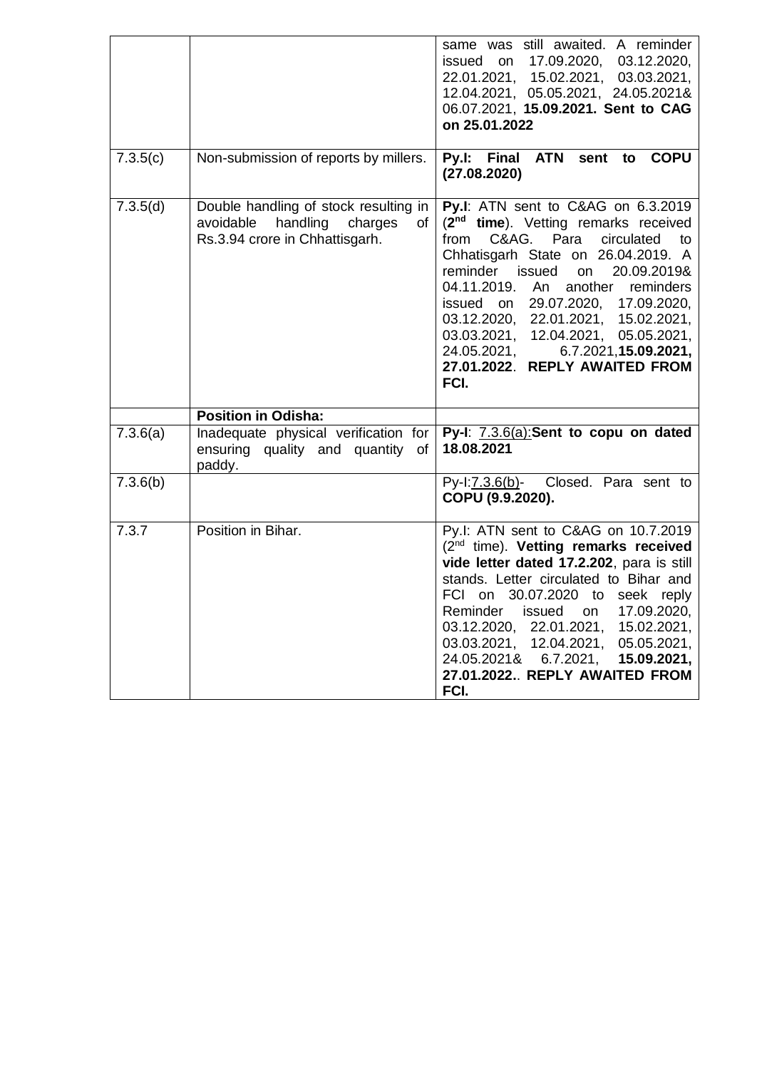| | | |
|---|---|---|
| | | same was still awaited. A reminder issued on 17.09.2020, 03.12.2020, 22.01.2021, 15.02.2021, 03.03.2021, 12.04.2021, 05.05.2021, 24.05.2021& 06.07.2021, **15.09.2021. Sent to CAG on 25.01.2022** |
| 7.3.5(c) | Non-submission of reports by millers. | **Py.I: Final ATN sent to COPU (27.08.2020)** |
| 7.3.5(d) | Double handling of stock resulting in avoidable handling charges of Rs.3.94 crore in Chhattisgarh. | **Py.I**: ATN sent to C&AG on 6.3.2019 (**2nd time**). Vetting remarks received from C&AG. Para circulated to Chhatisgarh State on 26.04.2019. A reminder issued on 20.09.2019& 04.11.2019. An another reminders issued on 29.07.2020, 17.09.2020, 03.12.2020, 22.01.2021, 15.02.2021, 03.03.2021, 12.04.2021, 05.05.2021, 24.05.2021, 6.7.2021,**15.09.2021, 27.01.2022**. **REPLY AWAITED FROM FCI.** |
| | **Position in Odisha:** | |
| 7.3.6(a) | Inadequate physical verification for ensuring quality and quantity of paddy. | **Py-I**: 7.3.6(a):**Sent to copu on dated 18.08.2021** |
| 7.3.6(b) | | Py-I:7.3.6(b)- Closed. Para sent to **COPU (9.9.2020).** |
| 7.3.7 | Position in Bihar. | Py.I: ATN sent to C&AG on 10.7.2019 (2nd time). **Vetting remarks received vide letter dated 17.2.202**, para is still stands. Letter circulated to Bihar and FCI on 30.07.2020 to seek reply Reminder issued on 17.09.2020, 03.12.2020, 22.01.2021, 15.02.2021, 03.03.2021, 12.04.2021, 05.05.2021, 24.05.2021& 6.7.2021, **15.09.2021, 27.01.2022.. REPLY AWAITED FROM FCI.** |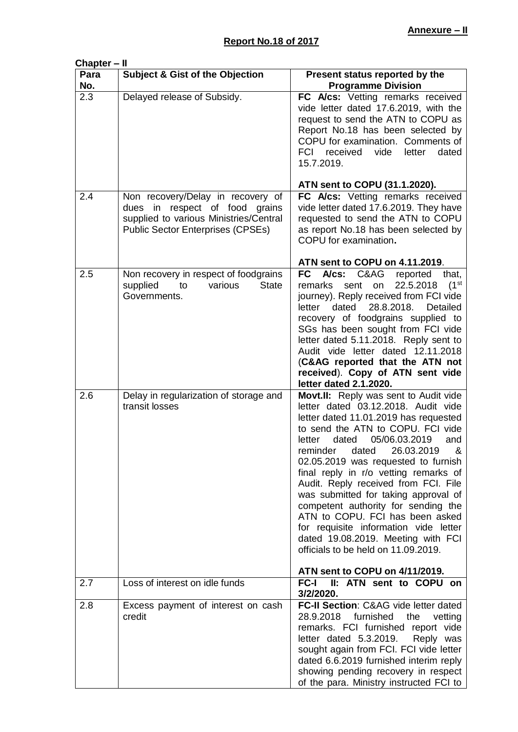**Annexure – II**

**Report No.18 of 2017**

**Chapter – II**

| Para No. | Subject & Gist of the Objection | Present status reported by the Programme Division |
|---|---|---|
| 2.3 | Delayed release of Subsidy. | **FC A/cs:** Vetting remarks received vide letter dated 17.6.2019, with the request to send the ATN to COPU as Report No.18 has been selected by COPU for examination. Comments of FCI received vide letter dated 15.7.2019.<br><br>**ATN sent to COPU (31.1.2020).** |
| 2.4 | Non recovery/Delay in recovery of dues in respect of food grains supplied to various Ministries/Central Public Sector Enterprises (CPSEs) | **FC A/cs:** Vetting remarks received vide letter dated 17.6.2019. They have requested to send the ATN to COPU as report No.18 has been selected by COPU for examination**.**<br><br>**ATN sent to COPU on 4.11.2019**. |
| 2.5 | Non recovery in respect of foodgrains supplied to various State Governments. | **FC A/cs:** C&AG reported that, remarks sent on 22.5.2018 (1st journey). Reply received from FCI vide letter dated 28.8.2018. Detailed recovery of foodgrains supplied to SGs has been sought from FCI vide letter dated 5.11.2018. Reply sent to Audit vide letter dated 12.11.2018 (**C&AG reported that the ATN not received**). **Copy of ATN sent vide letter dated 2.1.2020.** |
| 2.6 | Delay in regularization of storage and transit losses | **Movt.II:** Reply was sent to Audit vide letter dated 03.12.2018. Audit vide letter dated 11.01.2019 has requested to send the ATN to COPU. FCI vide letter dated 05/06.03.2019 and reminder dated 26.03.2019 & 02.05.2019 was requested to furnish final reply in r/o vetting remarks of Audit. Reply received from FCI. File was submitted for taking approval of competent authority for sending the ATN to COPU. FCI has been asked for requisite information vide letter dated 19.08.2019. Meeting with FCI officials to be held on 11.09.2019.<br><br>**ATN sent to COPU on 4/11/2019.** |
| 2.7 | Loss of interest on idle funds | **FC-I II: ATN sent to COPU on 3/2/2020.** |
| 2.8 | Excess payment of interest on cash credit | **FC-II Section**: C&AG vide letter dated 28.9.2018 furnished the vetting remarks. FCI furnished report vide letter dated 5.3.2019. Reply was sought again from FCI. FCI vide letter dated 6.6.2019 furnished interim reply showing pending recovery in respect of the para. Ministry instructed FCI to |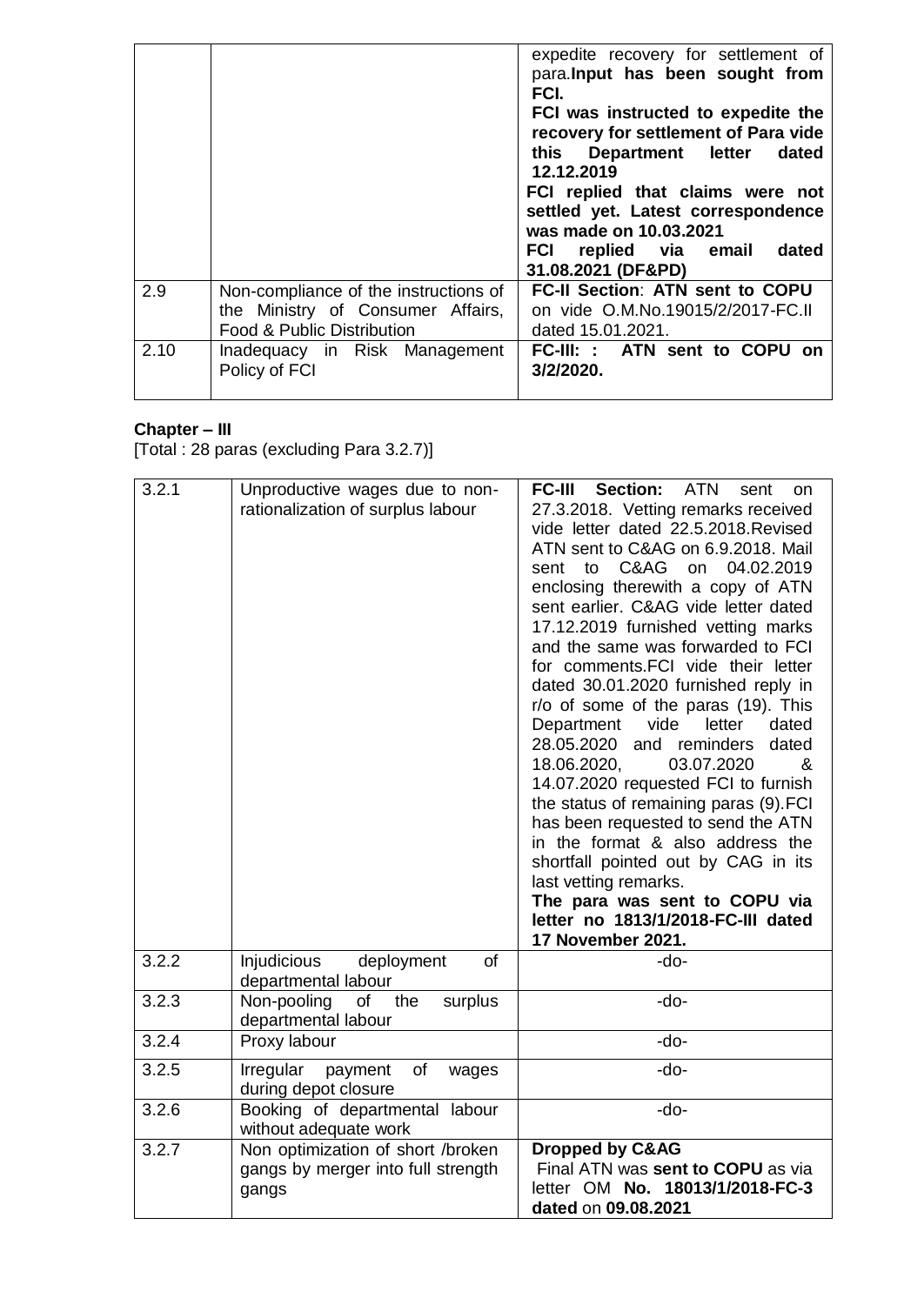| | | |
|---|---|---|
| | | expedite recovery for settlement of para.**Input has been sought from FCI.** **FCI was instructed to expedite the recovery for settlement of Para vide this Department letter dated 12.12.2019** **FCI replied that claims were not settled yet. Latest correspondence was made on 10.03.2021** **FCI replied via email dated 31.08.2021 (DF&PD)** |
| 2.9 | Non-compliance of the instructions of the Ministry of Consumer Affairs, Food & Public Distribution | **FC-II Section**: **ATN sent to COPU** on vide O.M.No.19015/2/2017-FC.II dated 15.01.2021. |
| 2.10 | Inadequacy in Risk Management Policy of FCI | **FC-III: : ATN sent to COPU on 3/2/2020.** |

**Chapter – III**

[Total : 28 paras (excluding Para 3.2.7)]

| | | |
|---|---|---|
| 3.2.1 | Unproductive wages due to non-rationalization of surplus labour | **FC-III Section:** ATN sent on 27.3.2018. Vetting remarks received vide letter dated 22.5.2018.Revised ATN sent to C&AG on 6.9.2018. Mail sent to C&AG on 04.02.2019 enclosing therewith a copy of ATN sent earlier. C&AG vide letter dated 17.12.2019 furnished vetting marks and the same was forwarded to FCI for comments.FCI vide their letter dated 30.01.2020 furnished reply in r/o of some of the paras (19). This Department vide letter dated 28.05.2020 and reminders dated 18.06.2020, 03.07.2020 & 14.07.2020 requested FCI to furnish the status of remaining paras (9).FCI has been requested to send the ATN in the format & also address the shortfall pointed out by CAG in its last vetting remarks. **The para was sent to COPU via letter no 1813/1/2018-FC-III dated 17 November 2021.** |
| 3.2.2 | Injudicious deployment of departmental labour | -do- |
| 3.2.3 | Non-pooling of the surplus departmental labour | -do- |
| 3.2.4 | Proxy labour | -do- |
| 3.2.5 | Irregular payment of wages during depot closure | -do- |
| 3.2.6 | Booking of departmental labour without adequate work | -do- |
| 3.2.7 | Non optimization of short /broken gangs by merger into full strength gangs | **Dropped by C&AG** Final ATN was **sent to COPU** as via letter OM **No. 18013/1/2018-FC-3 dated** on **09.08.2021** |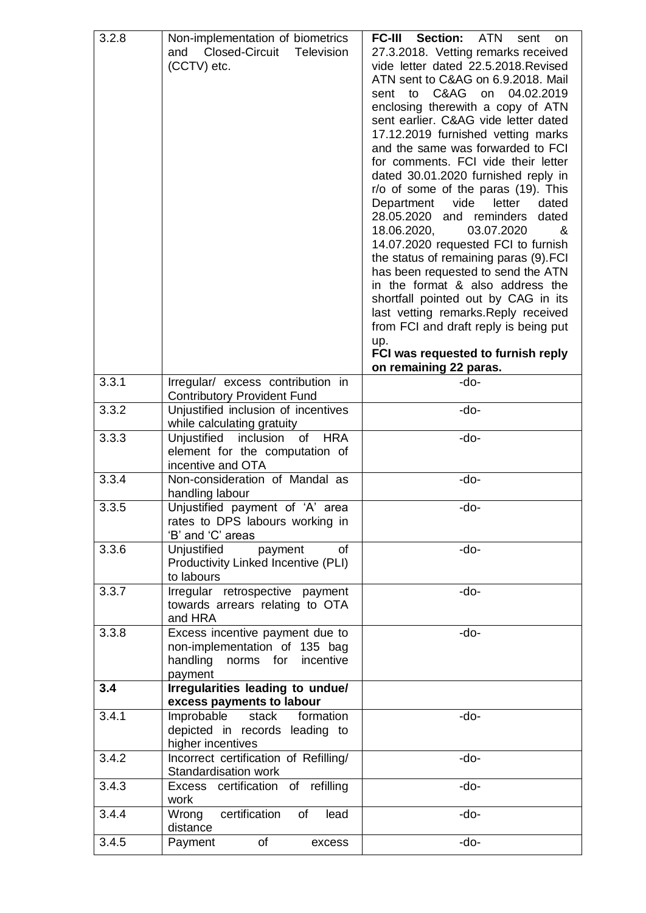| | | |
|---|---|---|
| 3.2.8 | Non-implementation of biometrics and Closed-Circuit Television (CCTV) etc. | **FC-III Section:** ATN sent on 27.3.2018. Vetting remarks received vide letter dated 22.5.2018.Revised ATN sent to C&AG on 6.9.2018. Mail sent to C&AG on 04.02.2019 enclosing therewith a copy of ATN sent earlier. C&AG vide letter dated 17.12.2019 furnished vetting marks and the same was forwarded to FCI for comments. FCI vide their letter dated 30.01.2020 furnished reply in r/o of some of the paras (19). This Department vide letter dated 28.05.2020 and reminders dated 18.06.2020, 03.07.2020 & 14.07.2020 requested FCI to furnish the status of remaining paras (9).FCI has been requested to send the ATN in the format & also address the shortfall pointed out by CAG in its last vetting remarks.Reply received from FCI and draft reply is being put up. **FCI was requested to furnish reply on remaining 22 paras.** |
| 3.3.1 | Irregular/ excess contribution in Contributory Provident Fund | -do- |
| 3.3.2 | Unjustified inclusion of incentives while calculating gratuity | -do- |
| 3.3.3 | Unjustified inclusion of HRA element for the computation of incentive and OTA | -do- |
| 3.3.4 | Non-consideration of Mandal as handling labour | -do- |
| 3.3.5 | Unjustified payment of 'A' area rates to DPS labours working in 'B' and 'C' areas | -do- |
| 3.3.6 | Unjustified payment of Productivity Linked Incentive (PLI) to labours | -do- |
| 3.3.7 | Irregular retrospective payment towards arrears relating to OTA and HRA | -do- |
| 3.3.8 | Excess incentive payment due to non-implementation of 135 bag handling norms for incentive payment | -do- |
| **3.4** | **Irregularities leading to undue/ excess payments to labour** | |
| 3.4.1 | Improbable stack formation depicted in records leading to higher incentives | -do- |
| 3.4.2 | Incorrect certification of Refilling/ Standardisation work | -do- |
| 3.4.3 | Excess certification of refilling work | -do- |
| 3.4.4 | Wrong certification of lead distance | -do- |
| 3.4.5 | Payment of excess | -do- |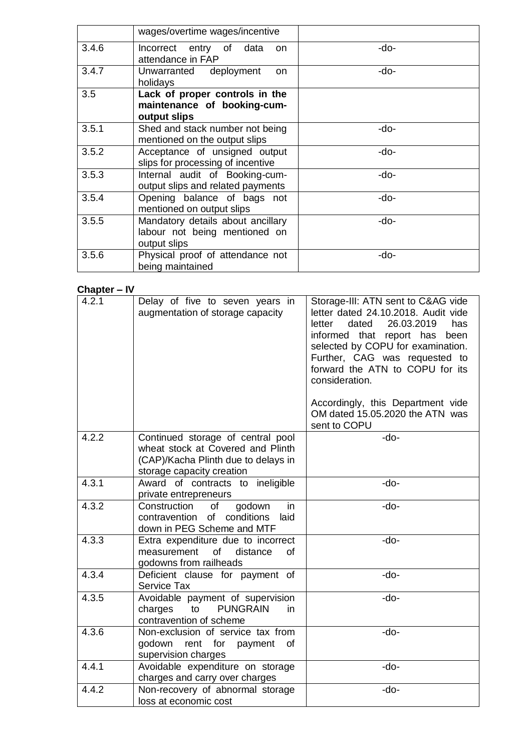| | | |
|---|---|---|
| | wages/overtime wages/incentive | |
| 3.4.6 | Incorrect entry of data on attendance in FAP | -do- |
| 3.4.7 | Unwarranted deployment on holidays | -do- |
| 3.5 | **Lack of proper controls in the maintenance of booking-cum-output slips** | |
| 3.5.1 | Shed and stack number not being mentioned on the output slips | -do- |
| 3.5.2 | Acceptance of unsigned output slips for processing of incentive | -do- |
| 3.5.3 | Internal audit of Booking-cum-output slips and related payments | -do- |
| 3.5.4 | Opening balance of bags not mentioned on output slips | -do- |
| 3.5.5 | Mandatory details about ancillary labour not being mentioned on output slips | -do- |
| 3.5.6 | Physical proof of attendance not being maintained | -do- |

**Chapter – IV**

| | | |
|---|---|---|
| 4.2.1 | Delay of five to seven years in augmentation of storage capacity | Storage-III: ATN sent to C&AG vide letter dated 24.10.2018. Audit vide letter dated 26.03.2019 has informed that report has been selected by COPU for examination. Further, CAG was requested to forward the ATN to COPU for its consideration.<br><br>Accordingly, this Department vide OM dated 15.05.2020 the ATN was sent to COPU |
| 4.2.2 | Continued storage of central pool wheat stock at Covered and Plinth (CAP)/Kacha Plinth due to delays in storage capacity creation | -do- |
| 4.3.1 | Award of contracts to ineligible private entrepreneurs | -do- |
| 4.3.2 | Construction of godown in contravention of conditions laid down in PEG Scheme and MTF | -do- |
| 4.3.3 | Extra expenditure due to incorrect measurement of distance of godowns from railheads | -do- |
| 4.3.4 | Deficient clause for payment of Service Tax | -do- |
| 4.3.5 | Avoidable payment of supervision charges to PUNGRAIN in contravention of scheme | -do- |
| 4.3.6 | Non-exclusion of service tax from godown rent for payment of supervision charges | -do- |
| 4.4.1 | Avoidable expenditure on storage charges and carry over charges | -do- |
| 4.4.2 | Non-recovery of abnormal storage loss at economic cost | -do- |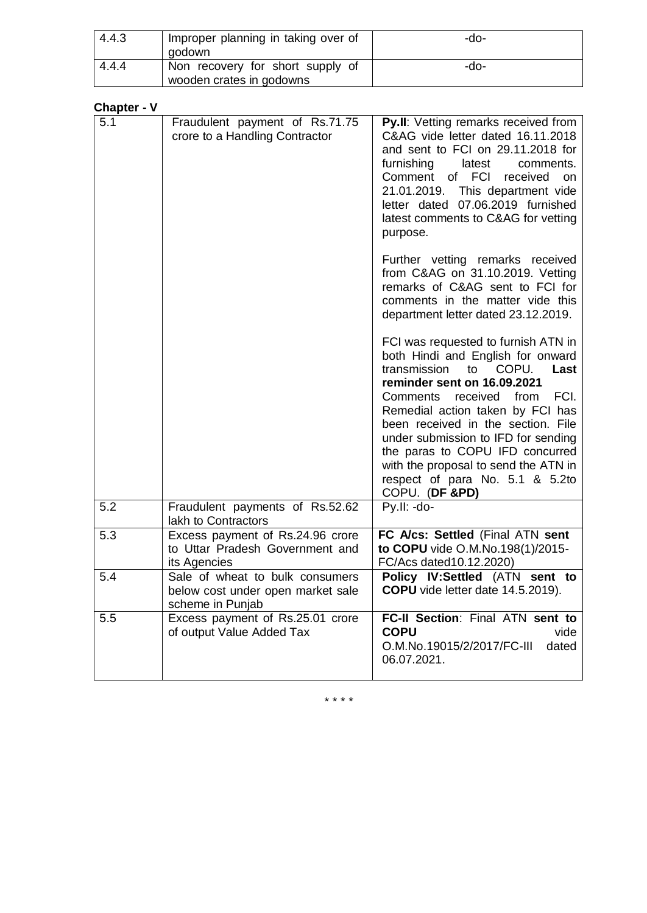| | | |
|---|---|---|
| 4.4.3 | Improper planning in taking over of godown | -do- |
| 4.4.4 | Non recovery for short supply of wooden crates in godowns | -do- |

**Chapter - V**

| | | |
|---|---|---|
| 5.1 | Fraudulent payment of Rs.71.75 crore to a Handling Contractor | **Py.II**: Vetting remarks received from C&AG vide letter dated 16.11.2018 and sent to FCI on 29.11.2018 for furnishing latest comments. Comment of FCI received on 21.01.2019. This department vide letter dated 07.06.2019 furnished latest comments to C&AG for vetting purpose.<br><br>Further vetting remarks received from C&AG on 31.10.2019. Vetting remarks of C&AG sent to FCI for comments in the matter vide this department letter dated 23.12.2019.<br><br>FCI was requested to furnish ATN in both Hindi and English for onward transmission to COPU. **Last reminder sent on 16.09.2021** Comments received from FCI. Remedial action taken by FCI has been received in the section. File under submission to IFD for sending the paras to COPU IFD concurred with the proposal to send the ATN in respect of para No. 5.1 & 5.2to COPU. (**DF &PD)** |
| 5.2 | Fraudulent payments of Rs.52.62 lakh to Contractors | Py.II: -do- |
| 5.3 | Excess payment of Rs.24.96 crore to Uttar Pradesh Government and its Agencies | **FC A/cs: Settled** (Final ATN **sent to COPU** vide O.M.No.198(1)/2015-FC/Acs dated10.12.2020) |
| 5.4 | Sale of wheat to bulk consumers below cost under open market sale scheme in Punjab | **Policy IV:Settled** (ATN **sent to COPU** vide letter date 14.5.2019). |
| 5.5 | Excess payment of Rs.25.01 crore of output Value Added Tax | **FC-II Section**: Final ATN **sent to COPU** vide O.M.No.19015/2/2017/FC-III dated 06.07.2021. |

\* \* \* \*